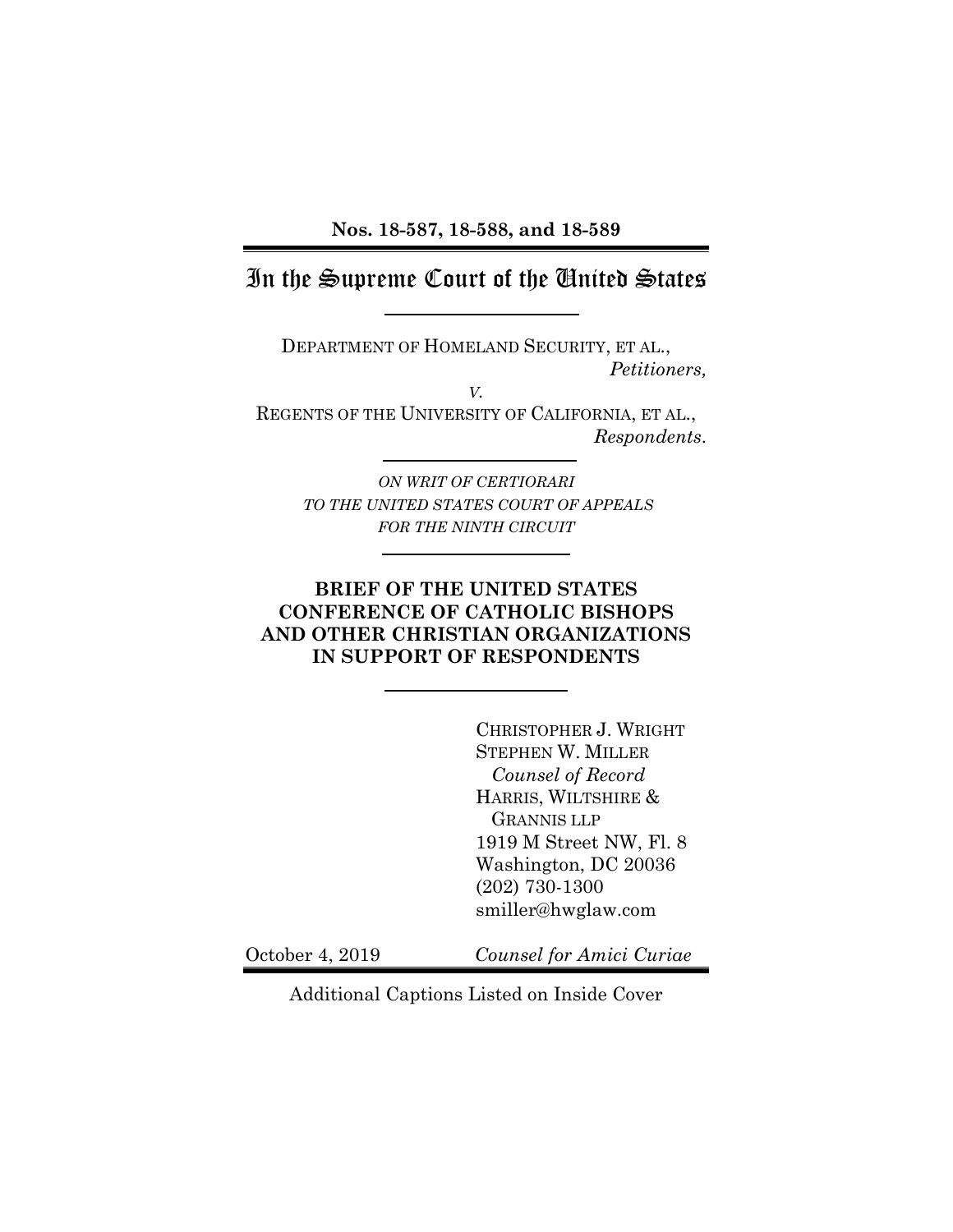**Nos. 18-587, 18-588, and 18-589**

# In the Supreme Court of the United States

DEPARTMENT OF HOMELAND SECURITY, ET AL.,
*Petitioners,*

*V.*

REGENTS OF THE UNIVERSITY OF CALIFORNIA, ET AL.,
*Respondents.*

*ON WRIT OF CERTIORARI*
*TO THE UNITED STATES COURT OF APPEALS*
*FOR THE NINTH CIRCUIT*

**BRIEF OF THE UNITED STATES CONFERENCE OF CATHOLIC BISHOPS AND OTHER CHRISTIAN ORGANIZATIONS IN SUPPORT OF RESPONDENTS**

CHRISTOPHER J. WRIGHT
STEPHEN W. MILLER
*Counsel of Record*
HARRIS, WILTSHIRE & GRANNIS LLP
1919 M Street NW, Fl. 8
Washington, DC 20036
(202) 730-1300
smiller@hwglaw.com

October 4, 2019

*Counsel for Amici Curiae*

Additional Captions Listed on Inside Cover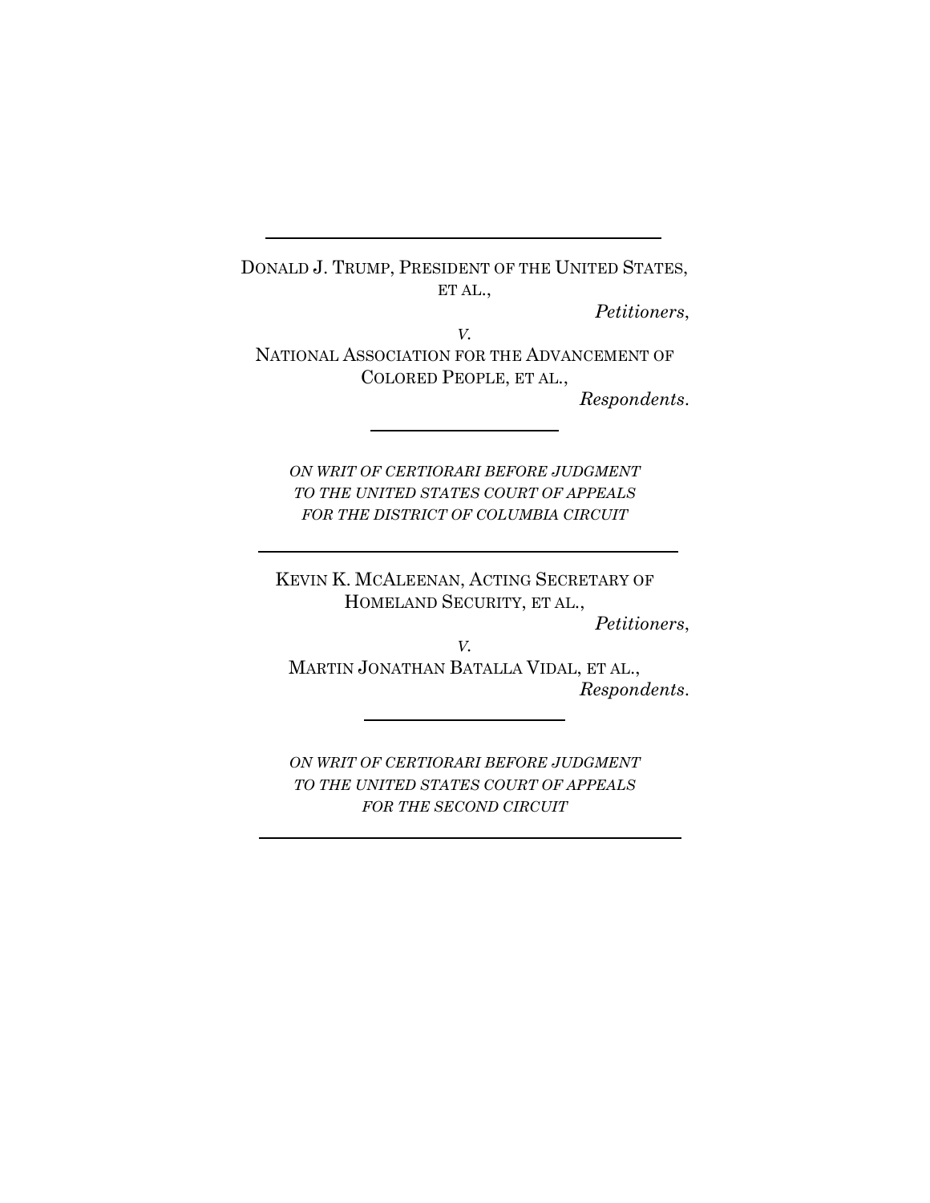---

DONALD J. TRUMP, PRESIDENT OF THE UNITED STATES, ET AL.,

*Petitioners*,

*v.*

NATIONAL ASSOCIATION FOR THE ADVANCEMENT OF COLORED PEOPLE, ET AL.,

*Respondents*.

---

*ON WRIT OF CERTIORARI BEFORE JUDGMENT TO THE UNITED STATES COURT OF APPEALS FOR THE DISTRICT OF COLUMBIA CIRCUIT*

---

KEVIN K. MCALEENAN, ACTING SECRETARY OF HOMELAND SECURITY, ET AL.,

*Petitioners*,

*v.*

MARTIN JONATHAN BATALLA VIDAL, ET AL.,

*Respondents*.

---

*ON WRIT OF CERTIORARI BEFORE JUDGMENT TO THE UNITED STATES COURT OF APPEALS FOR THE SECOND CIRCUIT*

---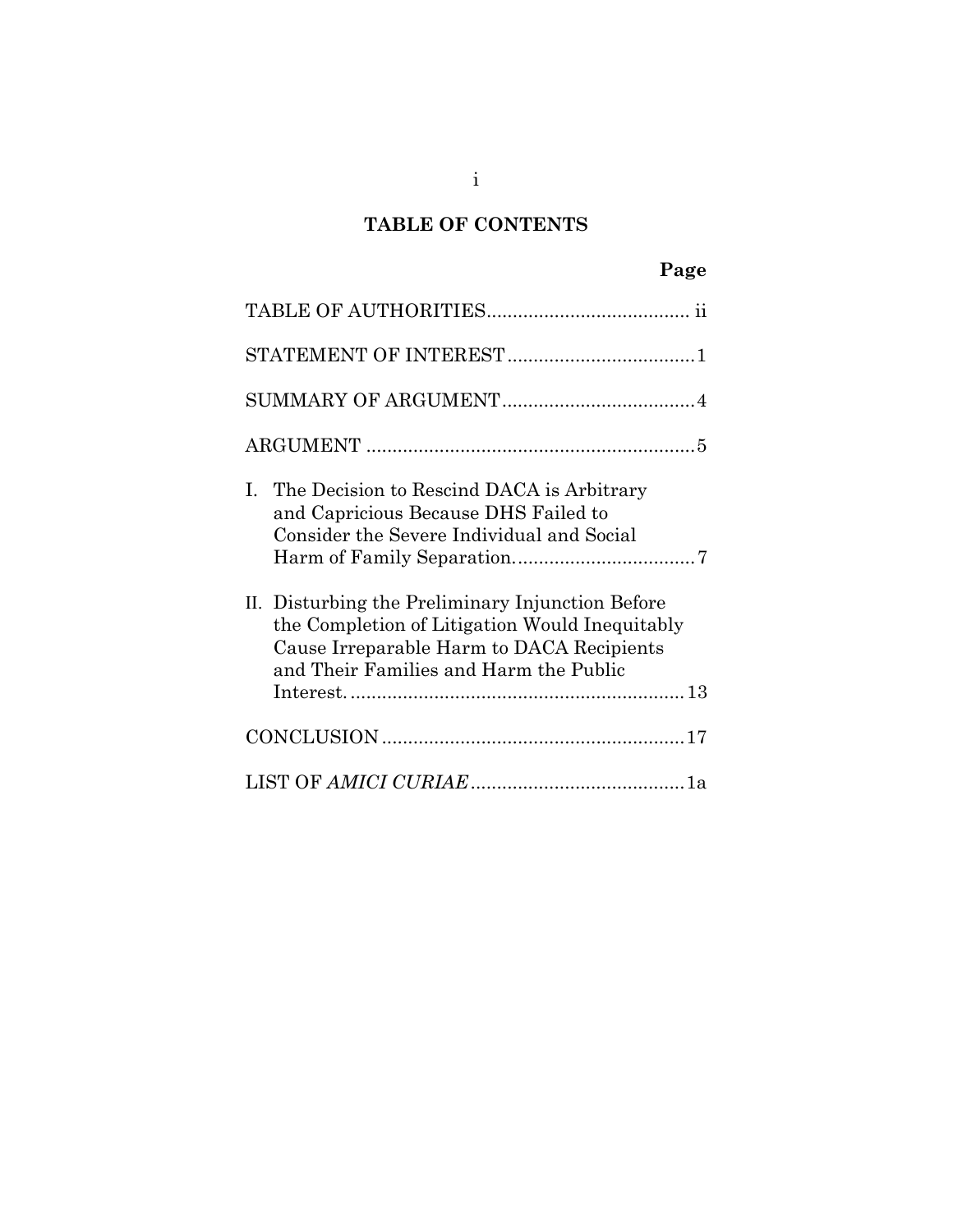# TABLE OF CONTENTS

| | Page |
|---|---|
| TABLE OF AUTHORITIES | ii |
| STATEMENT OF INTEREST | 1 |
| SUMMARY OF ARGUMENT | 4 |
| ARGUMENT | 5 |
| I. The Decision to Rescind DACA is Arbitrary and Capricious Because DHS Failed to Consider the Severe Individual and Social Harm of Family Separation. | 7 |
| II. Disturbing the Preliminary Injunction Before the Completion of Litigation Would Inequitably Cause Irreparable Harm to DACA Recipients and Their Families and Harm the Public Interest. | 13 |
| CONCLUSION | 17 |
| LIST OF *AMICI CURIAE* | 1a |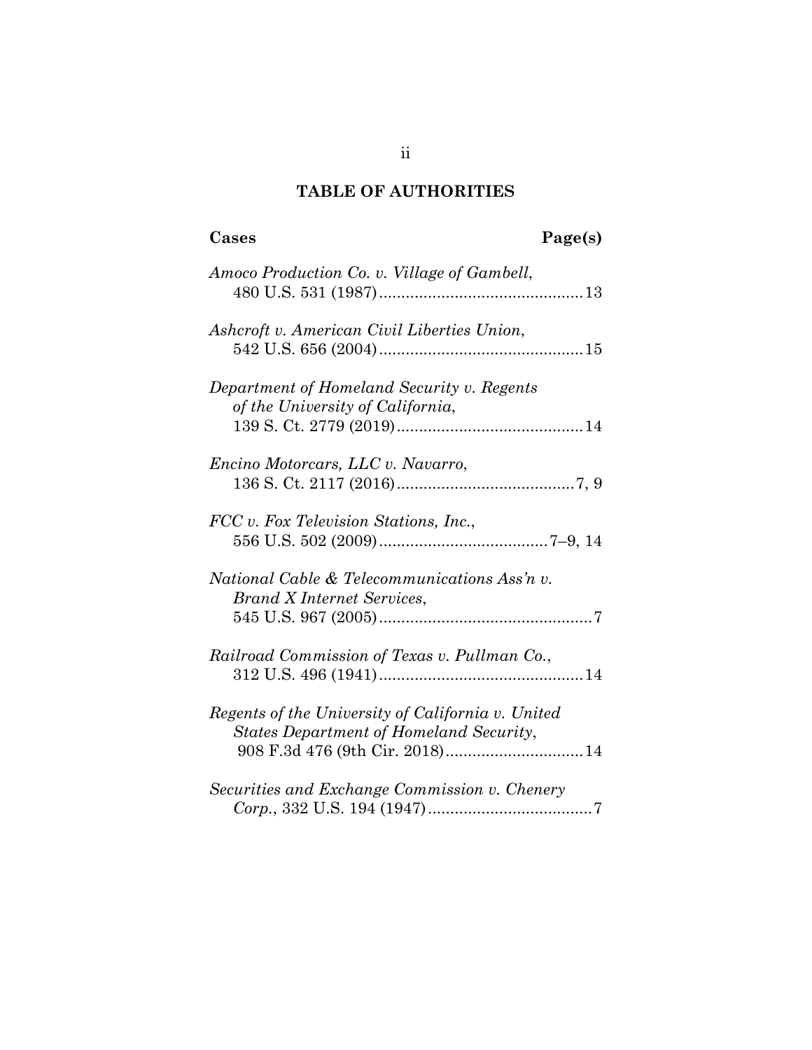## TABLE OF AUTHORITIES

| Cases | Page(s) |
| --- | --- |
| *Amoco Production Co. v. Village of Gambell*, 480 U.S. 531 (1987) | 13 |
| *Ashcroft v. American Civil Liberties Union*, 542 U.S. 656 (2004) | 15 |
| *Department of Homeland Security v. Regents of the University of California*, 139 S. Ct. 2779 (2019) | 14 |
| *Encino Motorcars, LLC v. Navarro*, 136 S. Ct. 2117 (2016) | 7, 9 |
| *FCC v. Fox Television Stations, Inc.*, 556 U.S. 502 (2009) | 7–9, 14 |
| *National Cable & Telecommunications Ass'n v. Brand X Internet Services*, 545 U.S. 967 (2005) | 7 |
| *Railroad Commission of Texas v. Pullman Co.*, 312 U.S. 496 (1941) | 14 |
| *Regents of the University of California v. United States Department of Homeland Security*, 908 F.3d 476 (9th Cir. 2018) | 14 |
| *Securities and Exchange Commission v. Chenery Corp.*, 332 U.S. 194 (1947) | 7 |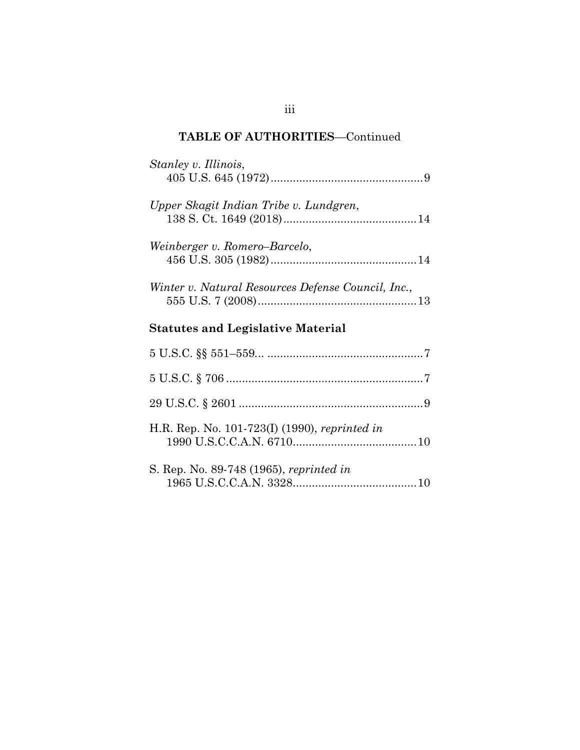## TABLE OF AUTHORITIES—Continued

*Stanley v. Illinois*,
405 U.S. 645 (1972) ................................................ 9

*Upper Skagit Indian Tribe v. Lundgren*,
138 S. Ct. 1649 (2018) .......................................... 14

*Weinberger v. Romero–Barcelo*,
456 U.S. 305 (1982) .............................................. 14

*Winter v. Natural Resources Defense Council, Inc.*,
555 U.S. 7 (2008) .................................................. 13

### Statutes and Legislative Material

5 U.S.C. §§ 551–559... ................................................ 7

5 U.S.C. § 706 ............................................................. 7

29 U.S.C. § 2601 .......................................................... 9

H.R. Rep. No. 101-723(I) (1990), *reprinted in*
1990 U.S.C.C.A.N. 6710....................................... 10

S. Rep. No. 89-748 (1965), *reprinted in*
1965 U.S.C.C.A.N. 3328....................................... 10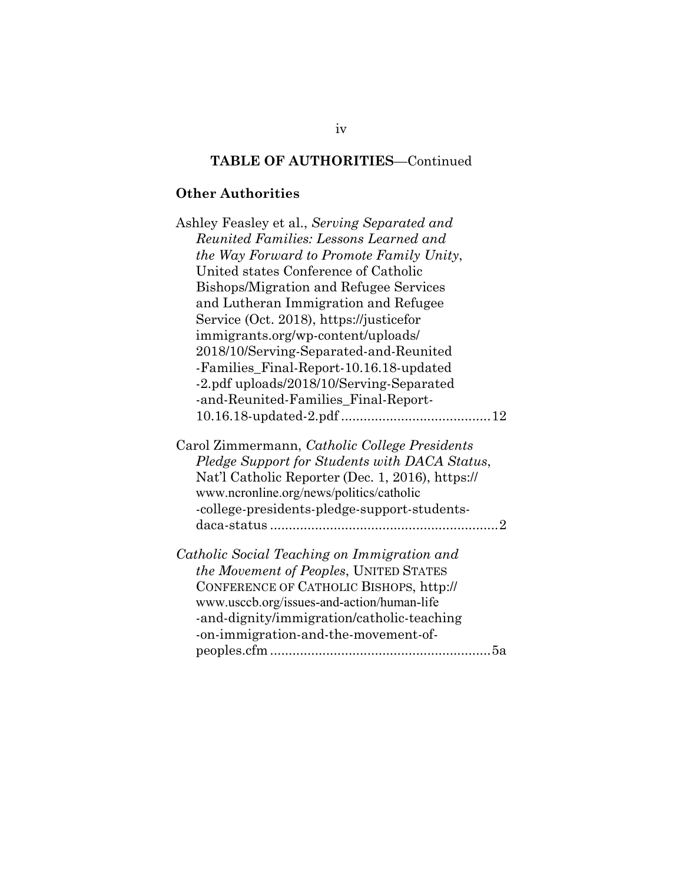**TABLE OF AUTHORITIES**—Continued

**Other Authorities**

Ashley Feasley et al., *Serving Separated and Reunited Families: Lessons Learned and the Way Forward to Promote Family Unity*, United states Conference of Catholic Bishops/Migration and Refugee Services and Lutheran Immigration and Refugee Service (Oct. 2018), https://justiceforimmigrants.org/wp-content/uploads/2018/10/Serving-Separated-and-Reunited-Families_Final-Report-10.16.18-updated-2.pdf uploads/2018/10/Serving-Separated-and-Reunited-Families_Final-Report-10.16.18-updated-2.pdf ....................................... 12

Carol Zimmermann, *Catholic College Presidents Pledge Support for Students with DACA Status*, Nat'l Catholic Reporter (Dec. 1, 2016), https://www.ncronline.org/news/politics/catholic-college-presidents-pledge-support-students-daca-status ............................................................ 2

*Catholic Social Teaching on Immigration and the Movement of Peoples*, UNITED STATES CONFERENCE OF CATHOLIC BISHOPS, http://www.usccb.org/issues-and-action/human-life-and-dignity/immigration/catholic-teaching-on-immigration-and-the-movement-of-peoples.cfm .......................................................... 5a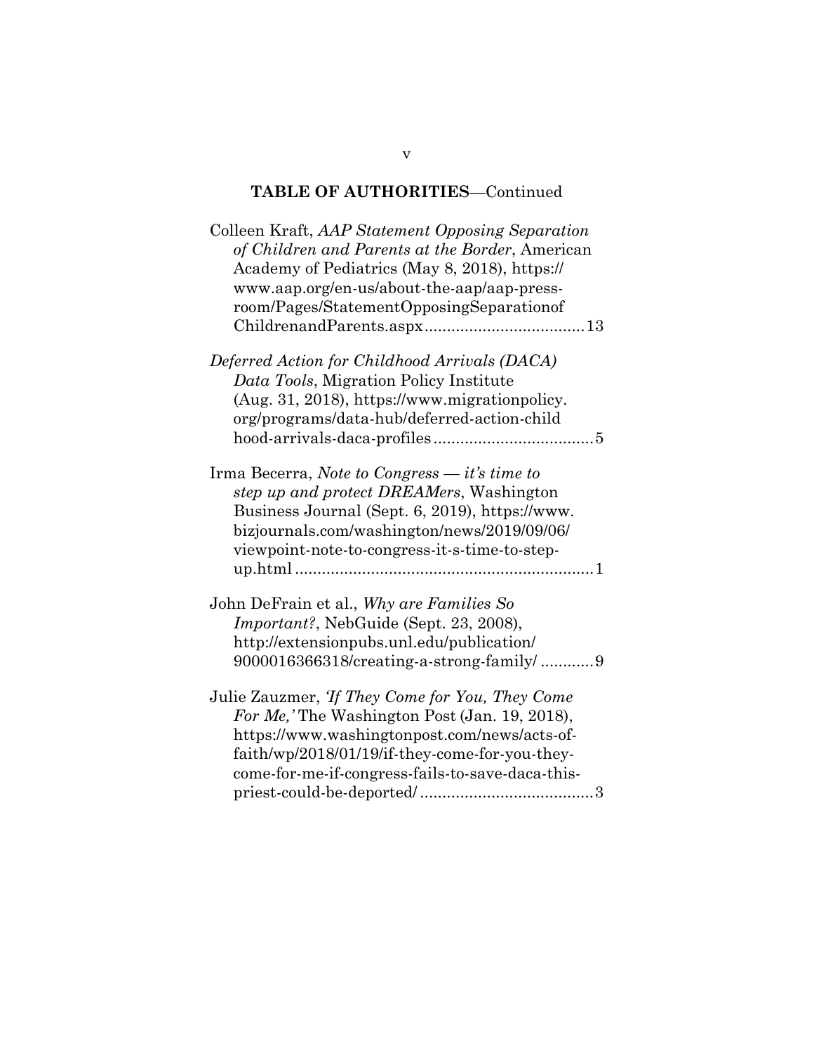**TABLE OF AUTHORITIES**—Continued

Colleen Kraft, *AAP Statement Opposing Separation of Children and Parents at the Border*, American Academy of Pediatrics (May 8, 2018), https://www.aap.org/en-us/about-the-aap/aap-press-room/Pages/StatementOpposingSeparationofChildrenandParents.aspx....................................13

*Deferred Action for Childhood Arrivals (DACA) Data Tools*, Migration Policy Institute (Aug. 31, 2018), https://www.migrationpolicy.org/programs/data-hub/deferred-action-childhood-arrivals-daca-profiles....................................5

Irma Becerra, *Note to Congress — it's time to step up and protect DREAMers*, Washington Business Journal (Sept. 6, 2019), https://www.bizjournals.com/washington/news/2019/09/06/viewpoint-note-to-congress-it-s-time-to-step-up.html...................................................................1

John DeFrain et al., *Why are Families So Important?*, NebGuide (Sept. 23, 2008), http://extensionpubs.unl.edu/publication/9000016366318/creating-a-strong-family/............9

Julie Zauzmer, *'If They Come for You, They Come For Me,'* The Washington Post (Jan. 19, 2018), https://www.washingtonpost.com/news/acts-of-faith/wp/2018/01/19/if-they-come-for-you-they-come-for-me-if-congress-fails-to-save-daca-this-priest-could-be-deported/.......................................3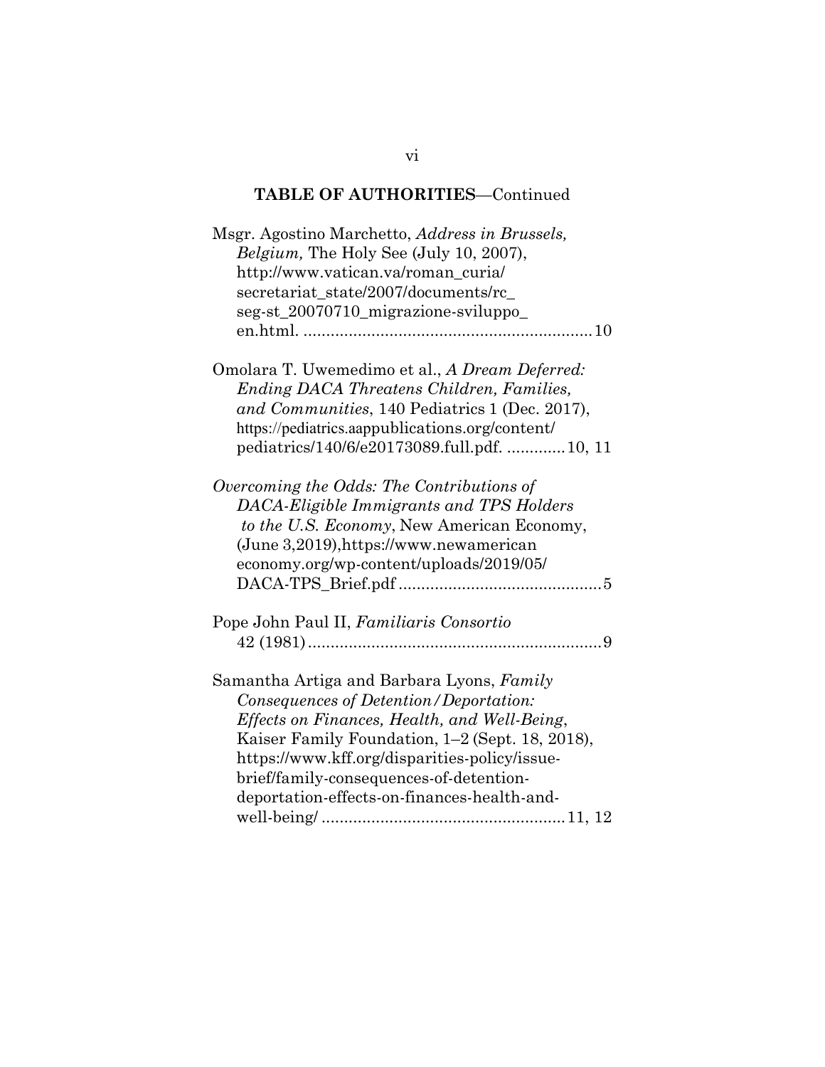**TABLE OF AUTHORITIES**—Continued

Msgr. Agostino Marchetto, *Address in Brussels, Belgium,* The Holy See (July 10, 2007), http://www.vatican.va/roman_curia/secretariat_state/2007/documents/rc_seg-st_20070710_migrazione-sviluppo_en.html. ................................................................ 10

Omolara T. Uwemedimo et al., *A Dream Deferred: Ending DACA Threatens Children, Families, and Communities*, 140 Pediatrics 1 (Dec. 2017), https://pediatrics.aappublications.org/content/pediatrics/140/6/e20173089.full.pdf. ............. 10, 11

*Overcoming the Odds: The Contributions of DACA-Eligible Immigrants and TPS Holders to the U.S. Economy*, New American Economy, (June 3,2019),https://www.newamericaneconomy.org/wp-content/uploads/2019/05/DACA-TPS_Brief.pdf ............................................. 5

Pope John Paul II, *Familiaris Consortio* 42 (1981) ................................................................. 9

Samantha Artiga and Barbara Lyons, *Family Consequences of Detention/Deportation: Effects on Finances, Health, and Well-Being*, Kaiser Family Foundation, 1–2 (Sept. 18, 2018), https://www.kff.org/disparities-policy/issue-brief/family-consequences-of-detention-deportation-effects-on-finances-health-and-well-being/ ..................................................... 11, 12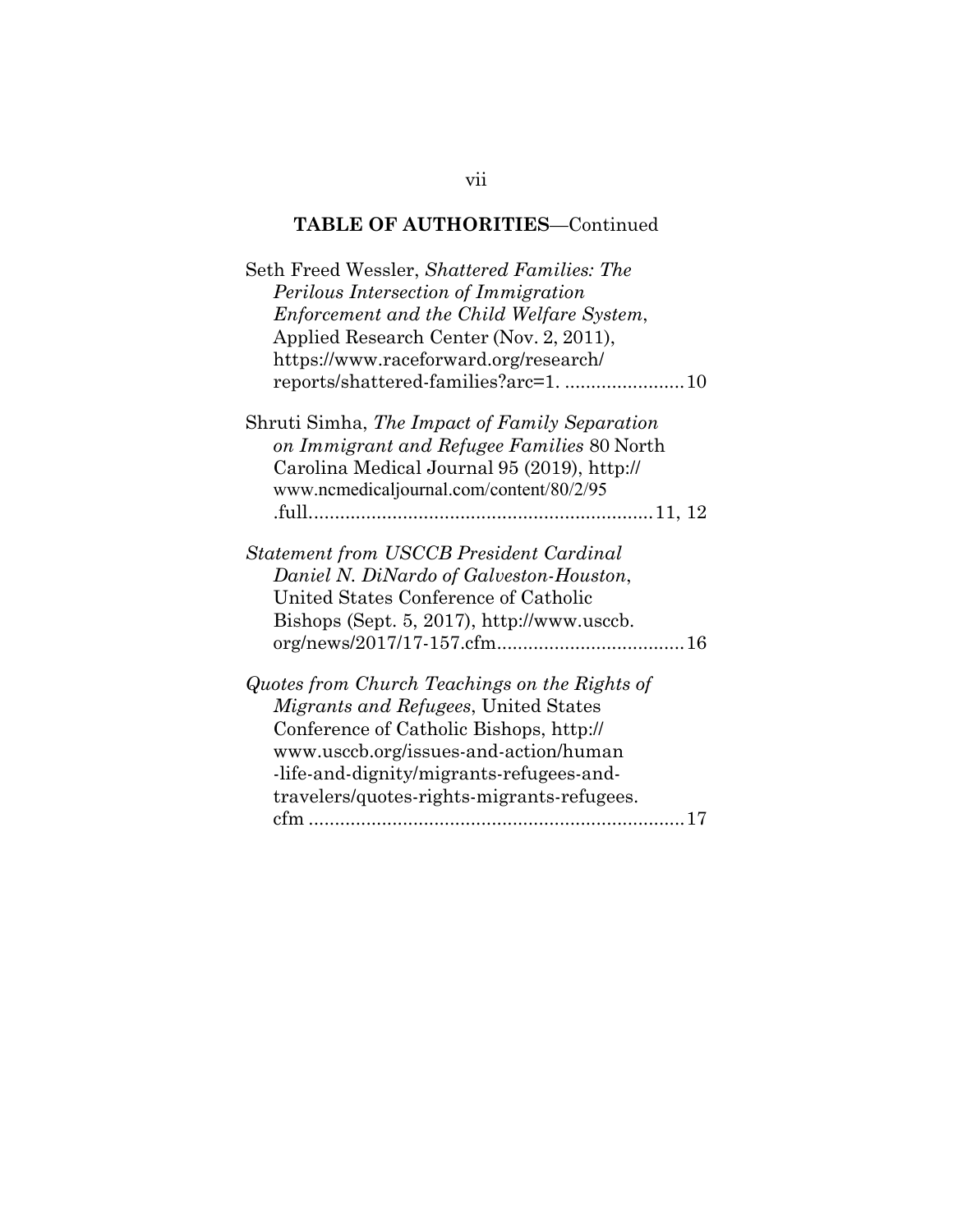**TABLE OF AUTHORITIES**—Continued

Seth Freed Wessler, *Shattered Families: The Perilous Intersection of Immigration Enforcement and the Child Welfare System*, Applied Research Center (Nov. 2, 2011), https://www.raceforward.org/research/reports/shattered-families?arc=1. ....................... 10

Shruti Simha, *The Impact of Family Separation on Immigrant and Refugee Families* 80 North Carolina Medical Journal 95 (2019), http://www.ncmedicaljournal.com/content/80/2/95.full.................................................................. 11, 12

*Statement from USCCB President Cardinal Daniel N. DiNardo of Galveston-Houston*, United States Conference of Catholic Bishops (Sept. 5, 2017), http://www.usccb.org/news/2017/17-157.cfm.................................... 16

*Quotes from Church Teachings on the Rights of Migrants and Refugees*, United States Conference of Catholic Bishops, http://www.usccb.org/issues-and-action/human-life-and-dignity/migrants-refugees-and-travelers/quotes-rights-migrants-refugees.cfm ........................................................................ 17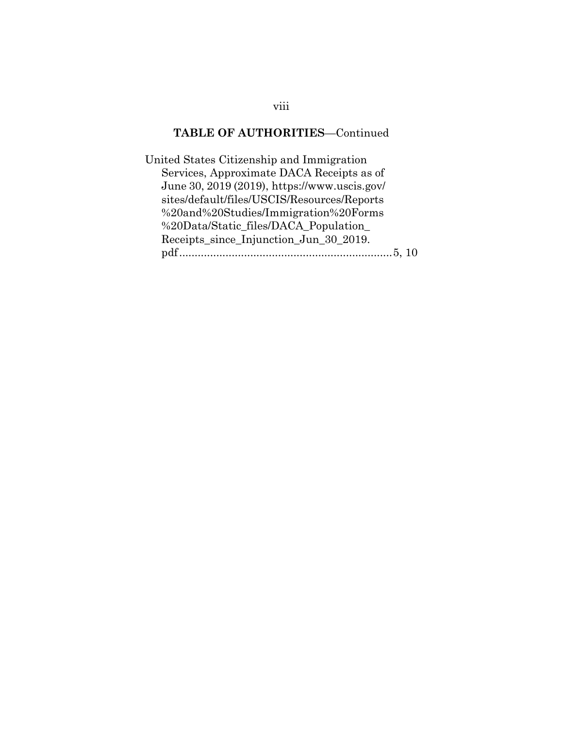## TABLE OF AUTHORITIES—Continued

United States Citizenship and Immigration Services, Approximate DACA Receipts as of June 30, 2019 (2019), https://www.uscis.gov/sites/default/files/USCIS/Resources/Reports%20and%20Studies/Immigration%20Forms%20Data/Static_files/DACA_Population_Receipts_since_Injunction_Jun_30_2019.pdf....................................................................5, 10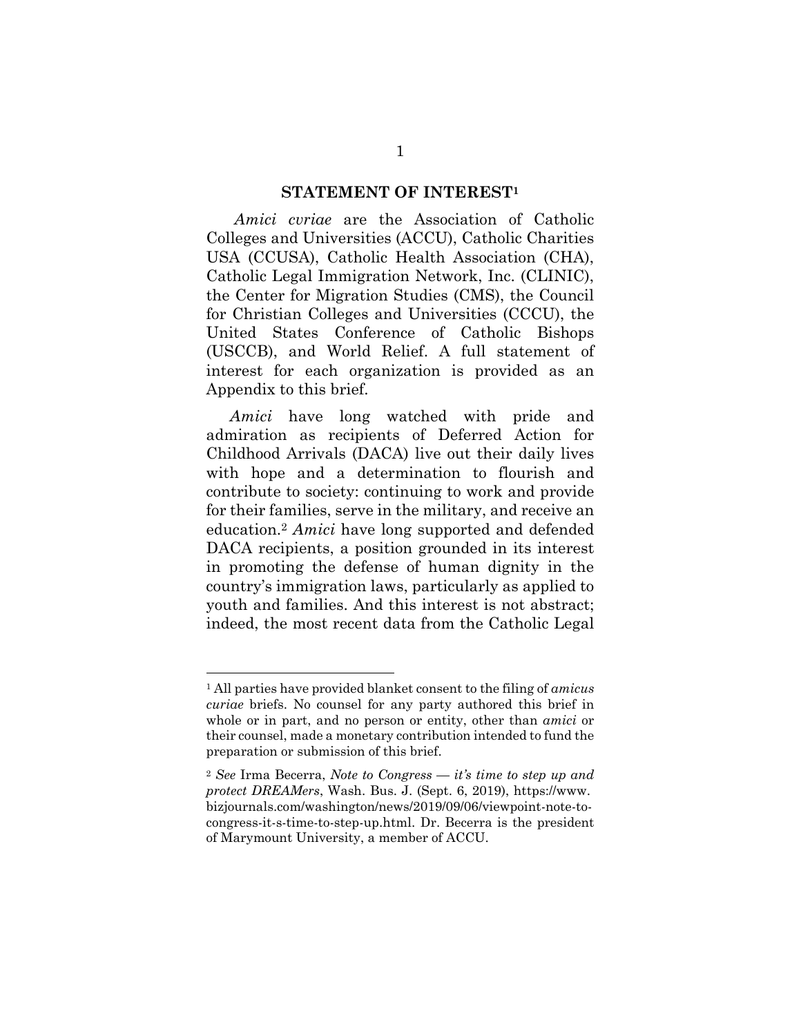## STATEMENT OF INTEREST[1]

*Amici cvriae* are the Association of Catholic Colleges and Universities (ACCU), Catholic Charities USA (CCUSA), Catholic Health Association (CHA), Catholic Legal Immigration Network, Inc. (CLINIC), the Center for Migration Studies (CMS), the Council for Christian Colleges and Universities (CCCU), the United States Conference of Catholic Bishops (USCCB), and World Relief. A full statement of interest for each organization is provided as an Appendix to this brief.

*Amici* have long watched with pride and admiration as recipients of Deferred Action for Childhood Arrivals (DACA) live out their daily lives with hope and a determination to flourish and contribute to society: continuing to work and provide for their families, serve in the military, and receive an education.[2] *Amici* have long supported and defended DACA recipients, a position grounded in its interest in promoting the defense of human dignity in the country's immigration laws, particularly as applied to youth and families. And this interest is not abstract; indeed, the most recent data from the Catholic Legal

---

[1] All parties have provided blanket consent to the filing of *amicus curiae* briefs. No counsel for any party authored this brief in whole or in part, and no person or entity, other than *amici* or their counsel, made a monetary contribution intended to fund the preparation or submission of this brief.

[2] *See* Irma Becerra, *Note to Congress — it's time to step up and protect DREAMers*, Wash. Bus. J. (Sept. 6, 2019), https://www.bizjournals.com/washington/news/2019/09/06/viewpoint-note-to-congress-it-s-time-to-step-up.html. Dr. Becerra is the president of Marymount University, a member of ACCU.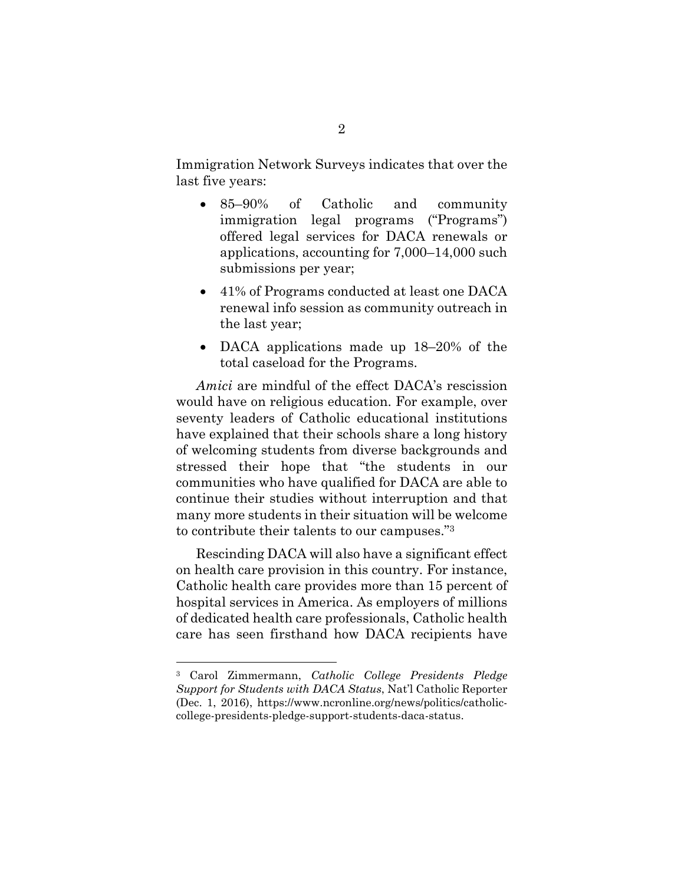Immigration Network Surveys indicates that over the last five years:

- 85–90% of Catholic and community immigration legal programs ("Programs") offered legal services for DACA renewals or applications, accounting for 7,000–14,000 such submissions per year;
- 41% of Programs conducted at least one DACA renewal info session as community outreach in the last year;
- DACA applications made up 18–20% of the total caseload for the Programs.

*Amici* are mindful of the effect DACA's rescission would have on religious education. For example, over seventy leaders of Catholic educational institutions have explained that their schools share a long history of welcoming students from diverse backgrounds and stressed their hope that "the students in our communities who have qualified for DACA are able to continue their studies without interruption and that many more students in their situation will be welcome to contribute their talents to our campuses."[3]

Rescinding DACA will also have a significant effect on health care provision in this country. For instance, Catholic health care provides more than 15 percent of hospital services in America. As employers of millions of dedicated health care professionals, Catholic health care has seen firsthand how DACA recipients have

---

[3] Carol Zimmermann, *Catholic College Presidents Pledge Support for Students with DACA Status*, Nat'l Catholic Reporter (Dec. 1, 2016), https://www.ncronline.org/news/politics/catholic-college-presidents-pledge-support-students-daca-status.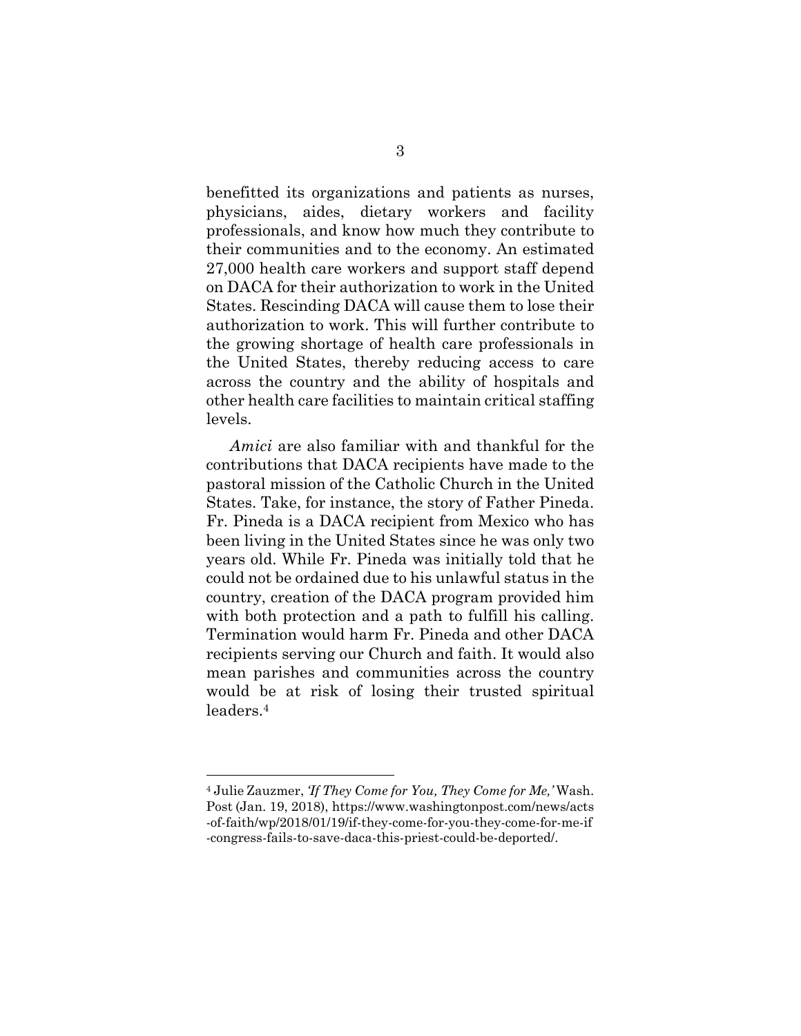benefitted its organizations and patients as nurses, physicians, aides, dietary workers and facility professionals, and know how much they contribute to their communities and to the economy. An estimated 27,000 health care workers and support staff depend on DACA for their authorization to work in the United States. Rescinding DACA will cause them to lose their authorization to work. This will further contribute to the growing shortage of health care professionals in the United States, thereby reducing access to care across the country and the ability of hospitals and other health care facilities to maintain critical staffing levels.

*Amici* are also familiar with and thankful for the contributions that DACA recipients have made to the pastoral mission of the Catholic Church in the United States. Take, for instance, the story of Father Pineda. Fr. Pineda is a DACA recipient from Mexico who has been living in the United States since he was only two years old. While Fr. Pineda was initially told that he could not be ordained due to his unlawful status in the country, creation of the DACA program provided him with both protection and a path to fulfill his calling. Termination would harm Fr. Pineda and other DACA recipients serving our Church and faith. It would also mean parishes and communities across the country would be at risk of losing their trusted spiritual leaders.[4]

---

[4] Julie Zauzmer, *'If They Come for You, They Come for Me,'* Wash. Post (Jan. 19, 2018), https://www.washingtonpost.com/news/acts-of-faith/wp/2018/01/19/if-they-come-for-you-they-come-for-me-if-congress-fails-to-save-daca-this-priest-could-be-deported/.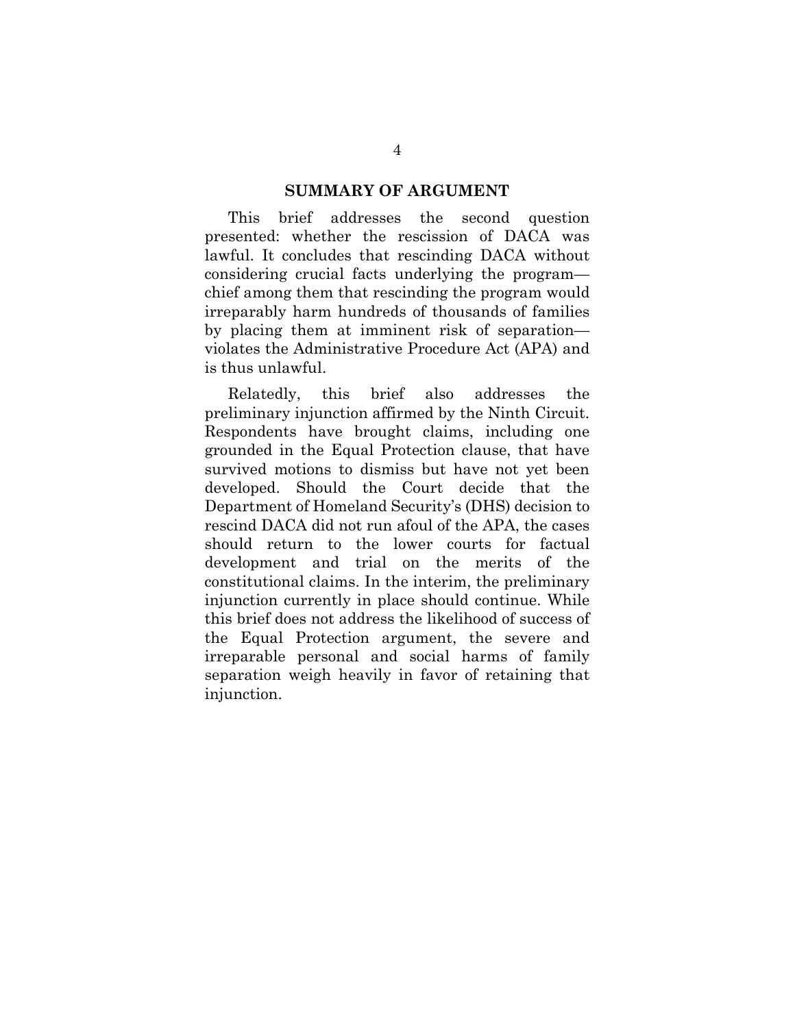## SUMMARY OF ARGUMENT

This brief addresses the second question presented: whether the rescission of DACA was lawful. It concludes that rescinding DACA without considering crucial facts underlying the program—chief among them that rescinding the program would irreparably harm hundreds of thousands of families by placing them at imminent risk of separation—violates the Administrative Procedure Act (APA) and is thus unlawful.

Relatedly, this brief also addresses the preliminary injunction affirmed by the Ninth Circuit. Respondents have brought claims, including one grounded in the Equal Protection clause, that have survived motions to dismiss but have not yet been developed. Should the Court decide that the Department of Homeland Security's (DHS) decision to rescind DACA did not run afoul of the APA, the cases should return to the lower courts for factual development and trial on the merits of the constitutional claims. In the interim, the preliminary injunction currently in place should continue. While this brief does not address the likelihood of success of the Equal Protection argument, the severe and irreparable personal and social harms of family separation weigh heavily in favor of retaining that injunction.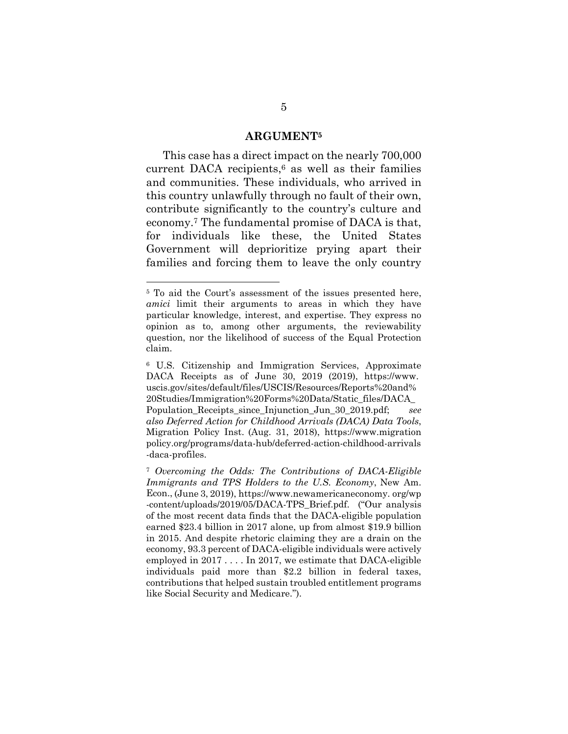## ARGUMENT[5]

This case has a direct impact on the nearly 700,000 current DACA recipients,[6] as well as their families and communities. These individuals, who arrived in this country unlawfully through no fault of their own, contribute significantly to the country's culture and economy.[7] The fundamental promise of DACA is that, for individuals like these, the United States Government will deprioritize prying apart their families and forcing them to leave the only country

---

[5] To aid the Court's assessment of the issues presented here, *amici* limit their arguments to areas in which they have particular knowledge, interest, and expertise. They express no opinion as to, among other arguments, the reviewability question, nor the likelihood of success of the Equal Protection claim.

[6] U.S. Citizenship and Immigration Services, Approximate DACA Receipts as of June 30, 2019 (2019), https://www.uscis.gov/sites/default/files/USCIS/Resources/Reports%20and%20Studies/Immigration%20Forms%20Data/Static_files/DACA_Population_Receipts_since_Injunction_Jun_30_2019.pdf; *see also Deferred Action for Childhood Arrivals (DACA) Data Tools*, Migration Policy Inst. (Aug. 31, 2018), https://www.migrationpolicy.org/programs/data-hub/deferred-action-childhood-arrivals-daca-profiles.

[7] *Overcoming the Odds: The Contributions of DACA-Eligible Immigrants and TPS Holders to the U.S. Economy*, New Am. Econ., (June 3, 2019), https://www.newamericaneconomy.org/wp-content/uploads/2019/05/DACA-TPS_Brief.pdf. ("Our analysis of the most recent data finds that the DACA-eligible population earned \$23.4 billion in 2017 alone, up from almost \$19.9 billion in 2015. And despite rhetoric claiming they are a drain on the economy, 93.3 percent of DACA-eligible individuals were actively employed in 2017 . . . . In 2017, we estimate that DACA-eligible individuals paid more than \$2.2 billion in federal taxes, contributions that helped sustain troubled entitlement programs like Social Security and Medicare.").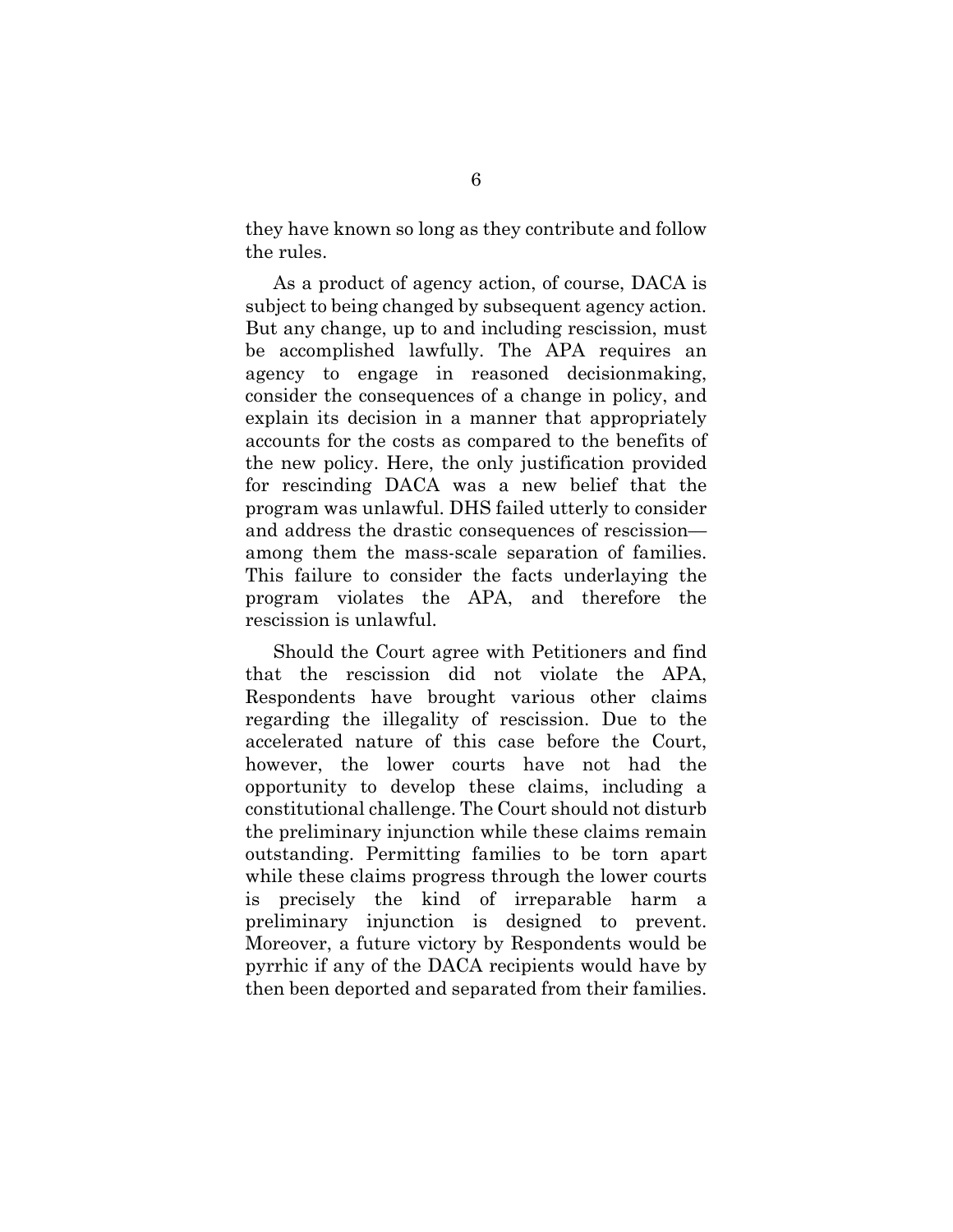they have known so long as they contribute and follow the rules.

As a product of agency action, of course, DACA is subject to being changed by subsequent agency action. But any change, up to and including rescission, must be accomplished lawfully. The APA requires an agency to engage in reasoned decisionmaking, consider the consequences of a change in policy, and explain its decision in a manner that appropriately accounts for the costs as compared to the benefits of the new policy. Here, the only justification provided for rescinding DACA was a new belief that the program was unlawful. DHS failed utterly to consider and address the drastic consequences of rescission—among them the mass-scale separation of families. This failure to consider the facts underlaying the program violates the APA, and therefore the rescission is unlawful.

Should the Court agree with Petitioners and find that the rescission did not violate the APA, Respondents have brought various other claims regarding the illegality of rescission. Due to the accelerated nature of this case before the Court, however, the lower courts have not had the opportunity to develop these claims, including a constitutional challenge. The Court should not disturb the preliminary injunction while these claims remain outstanding. Permitting families to be torn apart while these claims progress through the lower courts is precisely the kind of irreparable harm a preliminary injunction is designed to prevent. Moreover, a future victory by Respondents would be pyrrhic if any of the DACA recipients would have by then been deported and separated from their families.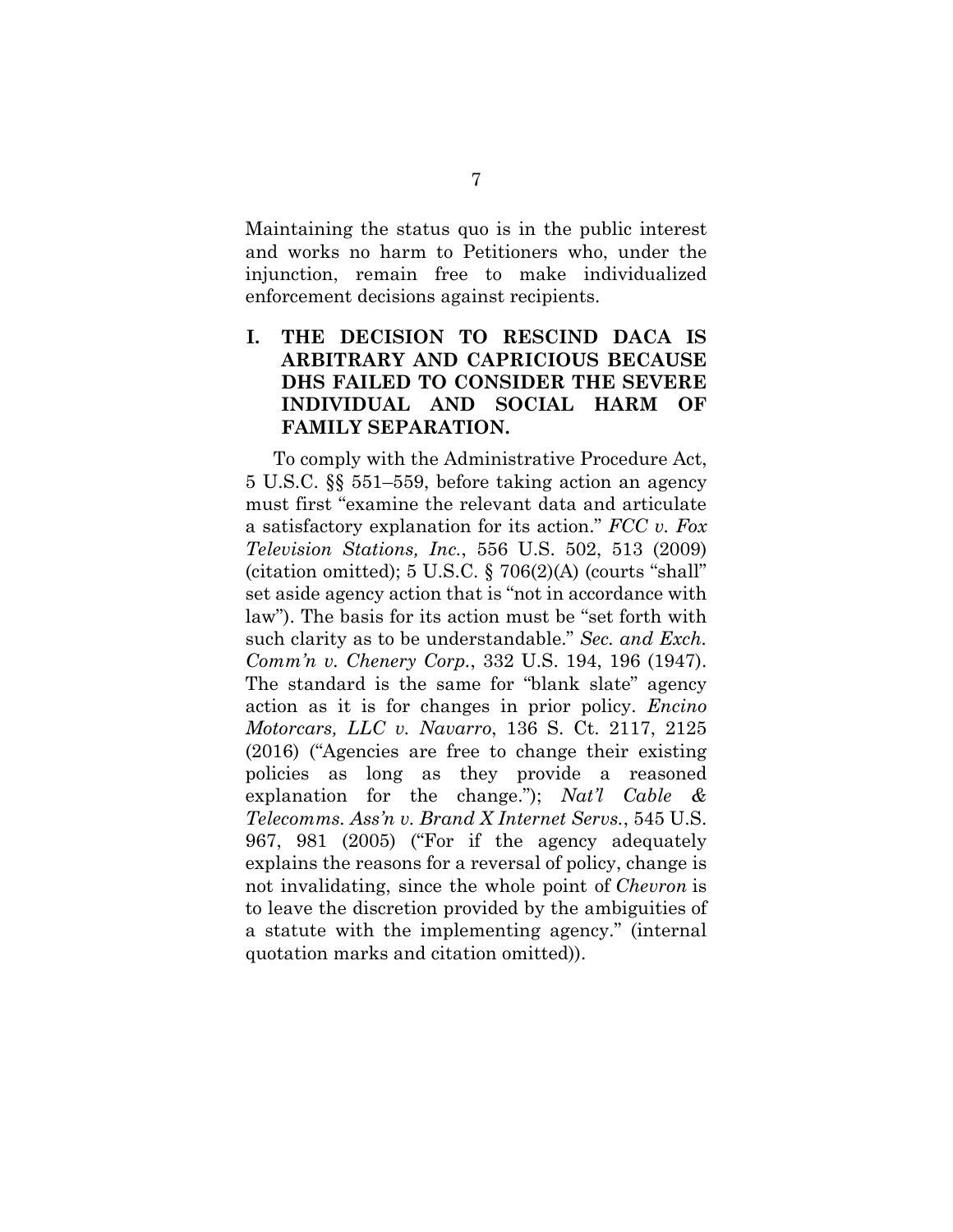Maintaining the status quo is in the public interest and works no harm to Petitioners who, under the injunction, remain free to make individualized enforcement decisions against recipients.

## I. THE DECISION TO RESCIND DACA IS ARBITRARY AND CAPRICIOUS BECAUSE DHS FAILED TO CONSIDER THE SEVERE INDIVIDUAL AND SOCIAL HARM OF FAMILY SEPARATION.

To comply with the Administrative Procedure Act, 5 U.S.C. §§ 551–559, before taking action an agency must first "examine the relevant data and articulate a satisfactory explanation for its action." *FCC v. Fox Television Stations, Inc.*, 556 U.S. 502, 513 (2009) (citation omitted); 5 U.S.C. § 706(2)(A) (courts "shall" set aside agency action that is "not in accordance with law"). The basis for its action must be "set forth with such clarity as to be understandable." *Sec. and Exch. Comm'n v. Chenery Corp.*, 332 U.S. 194, 196 (1947). The standard is the same for "blank slate" agency action as it is for changes in prior policy. *Encino Motorcars, LLC v. Navarro*, 136 S. Ct. 2117, 2125 (2016) ("Agencies are free to change their existing policies as long as they provide a reasoned explanation for the change."); *Nat'l Cable & Telecomms. Ass'n v. Brand X Internet Servs.*, 545 U.S. 967, 981 (2005) ("For if the agency adequately explains the reasons for a reversal of policy, change is not invalidating, since the whole point of *Chevron* is to leave the discretion provided by the ambiguities of a statute with the implementing agency." (internal quotation marks and citation omitted)).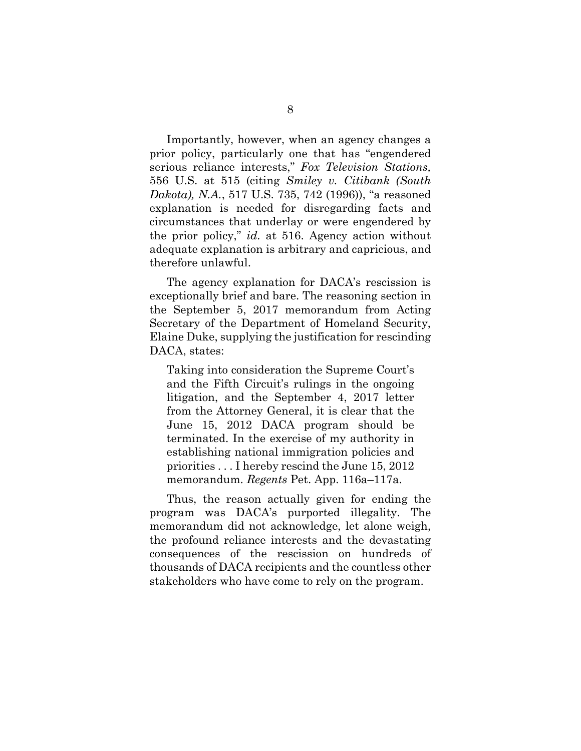Importantly, however, when an agency changes a prior policy, particularly one that has "engendered serious reliance interests," *Fox Television Stations,* 556 U.S. at 515 (citing *Smiley v. Citibank (South Dakota), N.A.*, 517 U.S. 735, 742 (1996)), "a reasoned explanation is needed for disregarding facts and circumstances that underlay or were engendered by the prior policy," *id.* at 516. Agency action without adequate explanation is arbitrary and capricious, and therefore unlawful.

The agency explanation for DACA's rescission is exceptionally brief and bare. The reasoning section in the September 5, 2017 memorandum from Acting Secretary of the Department of Homeland Security, Elaine Duke, supplying the justification for rescinding DACA, states:

> Taking into consideration the Supreme Court's and the Fifth Circuit's rulings in the ongoing litigation, and the September 4, 2017 letter from the Attorney General, it is clear that the June 15, 2012 DACA program should be terminated. In the exercise of my authority in establishing national immigration policies and priorities . . . I hereby rescind the June 15, 2012 memorandum. *Regents* Pet. App. 116a–117a.

Thus, the reason actually given for ending the program was DACA's purported illegality. The memorandum did not acknowledge, let alone weigh, the profound reliance interests and the devastating consequences of the rescission on hundreds of thousands of DACA recipients and the countless other stakeholders who have come to rely on the program.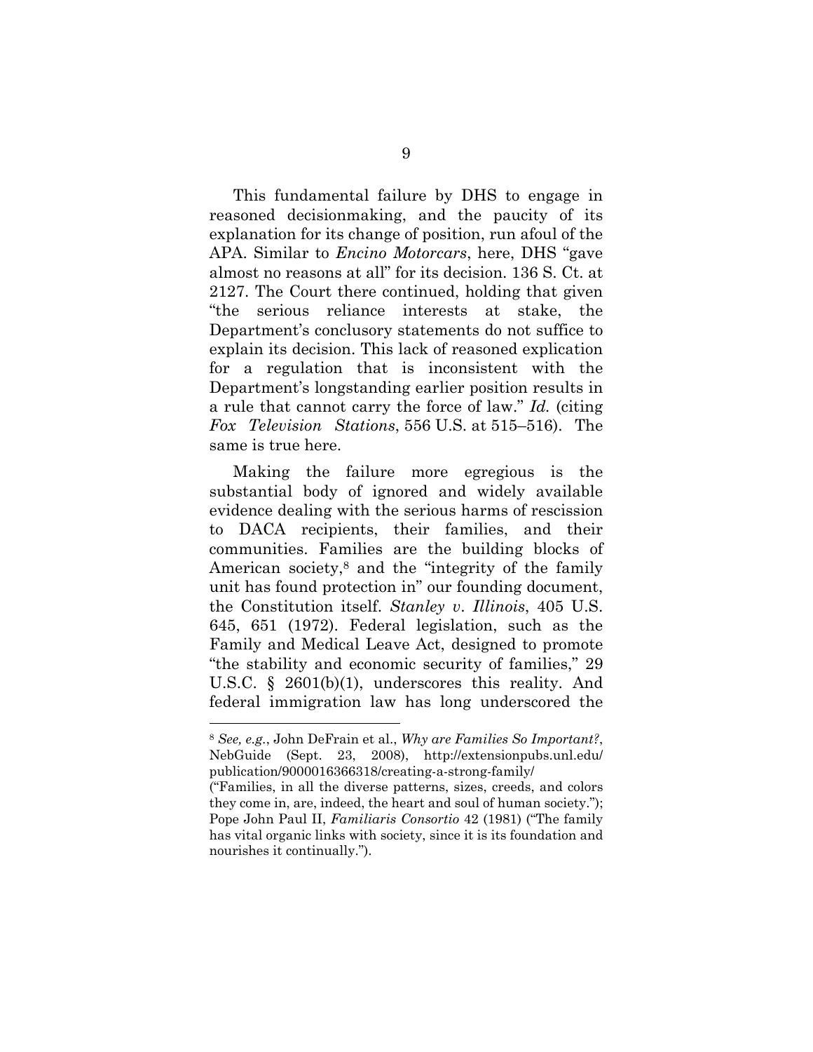This fundamental failure by DHS to engage in reasoned decisionmaking, and the paucity of its explanation for its change of position, run afoul of the APA. Similar to *Encino Motorcars*, here, DHS "gave almost no reasons at all" for its decision. 136 S. Ct. at 2127. The Court there continued, holding that given "the serious reliance interests at stake, the Department's conclusory statements do not suffice to explain its decision. This lack of reasoned explication for a regulation that is inconsistent with the Department's longstanding earlier position results in a rule that cannot carry the force of law." *Id.* (citing *Fox Television Stations*, 556 U.S. at 515–516). The same is true here.

Making the failure more egregious is the substantial body of ignored and widely available evidence dealing with the serious harms of rescission to DACA recipients, their families, and their communities. Families are the building blocks of American society,[8] and the "integrity of the family unit has found protection in" our founding document, the Constitution itself. *Stanley v. Illinois*, 405 U.S. 645, 651 (1972). Federal legislation, such as the Family and Medical Leave Act, designed to promote "the stability and economic security of families," 29 U.S.C. § 2601(b)(1), underscores this reality. And federal immigration law has long underscored the

---

[8] *See, e.g.*, John DeFrain et al., *Why are Families So Important?*, NebGuide (Sept. 23, 2008), http://extensionpubs.unl.edu/publication/9000016366318/creating-a-strong-family/ ("Families, in all the diverse patterns, sizes, creeds, and colors they come in, are, indeed, the heart and soul of human society."); Pope John Paul II, *Familiaris Consortio* 42 (1981) ("The family has vital organic links with society, since it is its foundation and nourishes it continually.").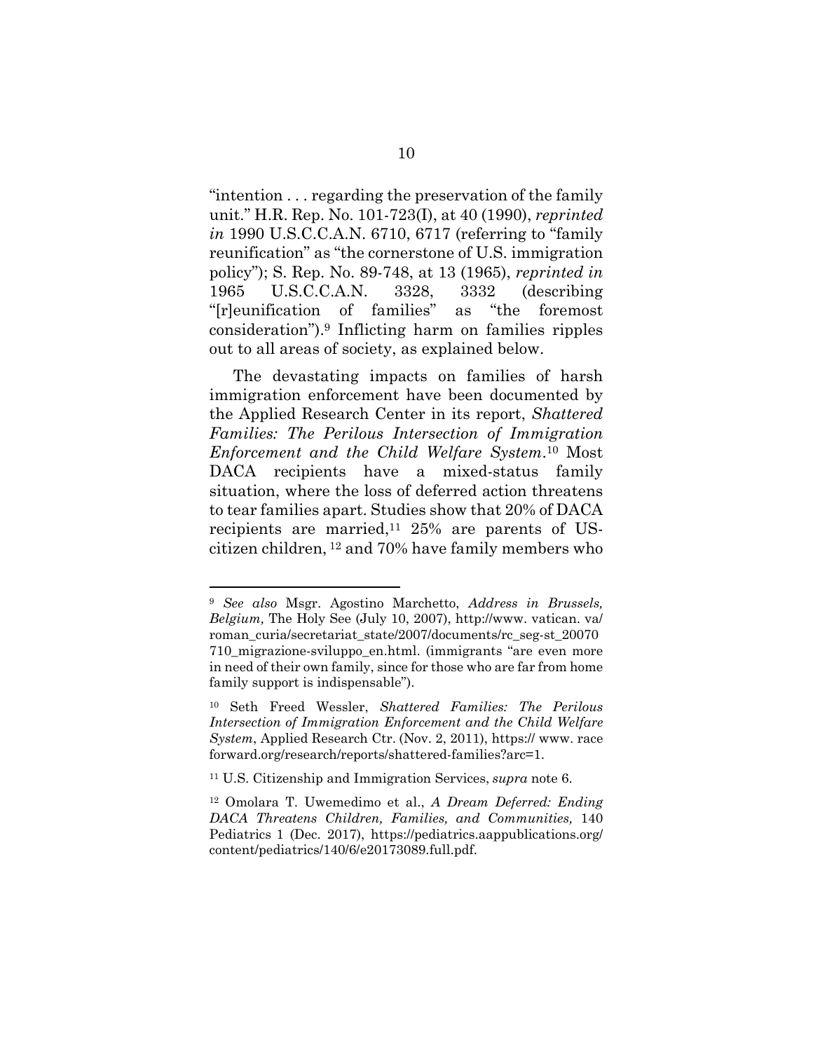"intention . . . regarding the preservation of the family unit." H.R. Rep. No. 101-723(I), at 40 (1990), *reprinted in* 1990 U.S.C.C.A.N. 6710, 6717 (referring to "family reunification" as "the cornerstone of U.S. immigration policy"); S. Rep. No. 89-748, at 13 (1965), *reprinted in* 1965 U.S.C.C.A.N. 3328, 3332 (describing "[r]eunification of families" as "the foremost consideration").[9] Inflicting harm on families ripples out to all areas of society, as explained below.

The devastating impacts on families of harsh immigration enforcement have been documented by the Applied Research Center in its report, *Shattered Families: The Perilous Intersection of Immigration Enforcement and the Child Welfare System*.[10] Most DACA recipients have a mixed-status family situation, where the loss of deferred action threatens to tear families apart. Studies show that 20% of DACA recipients are married,[11] 25% are parents of US-citizen children, [12] and 70% have family members who

---

[9] *See also* Msgr. Agostino Marchetto, *Address in Brussels, Belgium,* The Holy See (July 10, 2007), http://www. vatican. va/ roman_curia/secretariat_state/2007/documents/rc_seg-st_20070 710_migrazione-sviluppo_en.html. (immigrants "are even more in need of their own family, since for those who are far from home family support is indispensable").

[10] Seth Freed Wessler, *Shattered Families: The Perilous Intersection of Immigration Enforcement and the Child Welfare System*, Applied Research Ctr. (Nov. 2, 2011), https:// www. race forward.org/research/reports/shattered-families?arc=1.

[11] U.S. Citizenship and Immigration Services, *supra* note 6.

[12] Omolara T. Uwemedimo et al., *A Dream Deferred: Ending DACA Threatens Children, Families, and Communities,* 140 Pediatrics 1 (Dec. 2017), https://pediatrics.aappublications.org/ content/pediatrics/140/6/e20173089.full.pdf.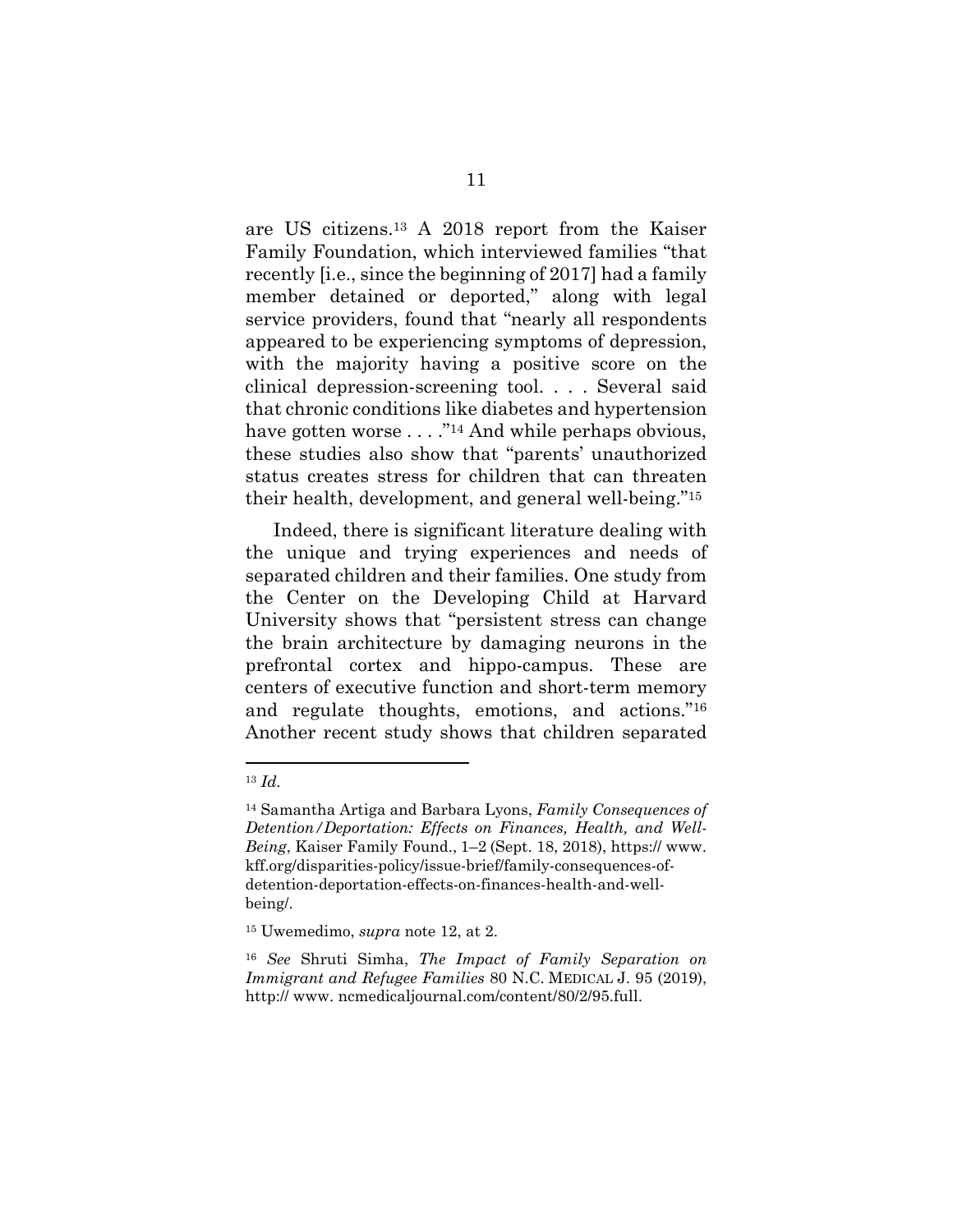are US citizens.[13] A 2018 report from the Kaiser Family Foundation, which interviewed families "that recently [i.e., since the beginning of 2017] had a family member detained or deported," along with legal service providers, found that "nearly all respondents appeared to be experiencing symptoms of depression, with the majority having a positive score on the clinical depression-screening tool. . . . Several said that chronic conditions like diabetes and hypertension have gotten worse . . . ."[14] And while perhaps obvious, these studies also show that "parents' unauthorized status creates stress for children that can threaten their health, development, and general well-being."[15]

Indeed, there is significant literature dealing with the unique and trying experiences and needs of separated children and their families. One study from the Center on the Developing Child at Harvard University shows that "persistent stress can change the brain architecture by damaging neurons in the prefrontal cortex and hippo-campus. These are centers of executive function and short-term memory and regulate thoughts, emotions, and actions."[16] Another recent study shows that children separated

---

[13] *Id.*

[14] Samantha Artiga and Barbara Lyons, *Family Consequences of Detention/Deportation: Effects on Finances, Health, and Well-Being*, Kaiser Family Found., 1–2 (Sept. 18, 2018), https:// www.kff.org/disparities-policy/issue-brief/family-consequences-of-detention-deportation-effects-on-finances-health-and-well-being/.

[15] Uwemedimo, *supra* note 12, at 2.

[16] *See* Shruti Simha, *The Impact of Family Separation on Immigrant and Refugee Families* 80 N.C. MEDICAL J. 95 (2019), http:// www. ncmedicaljournal.com/content/80/2/95.full.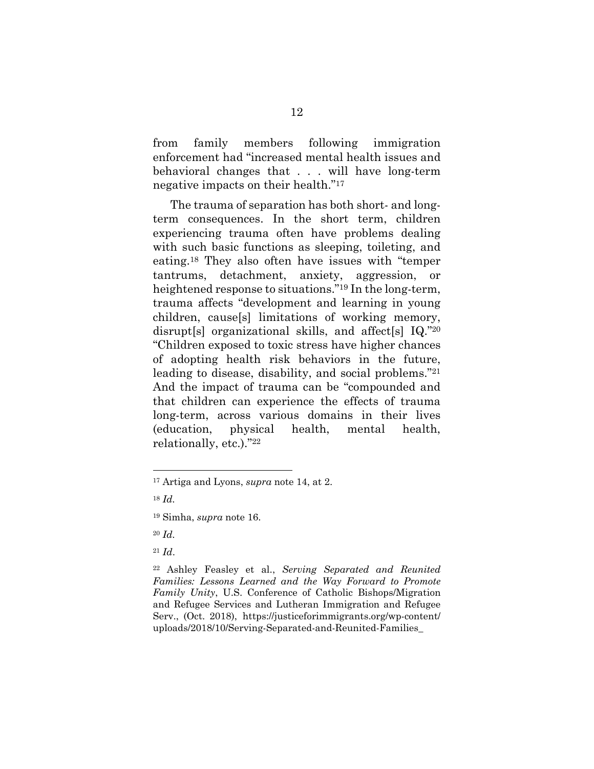from family members following immigration enforcement had "increased mental health issues and behavioral changes that . . . will have long-term negative impacts on their health."[17]

The trauma of separation has both short- and long-term consequences. In the short term, children experiencing trauma often have problems dealing with such basic functions as sleeping, toileting, and eating.[18] They also often have issues with "temper tantrums, detachment, anxiety, aggression, or heightened response to situations."[19] In the long-term, trauma affects "development and learning in young children, cause[s] limitations of working memory, disrupt[s] organizational skills, and affect[s] IQ."[20] "Children exposed to toxic stress have higher chances of adopting health risk behaviors in the future, leading to disease, disability, and social problems."[21] And the impact of trauma can be "compounded and that children can experience the effects of trauma long-term, across various domains in their lives (education, physical health, mental health, relationally, etc.)."[22]

---

[17] Artiga and Lyons, *supra* note 14, at 2.

[18] *Id.*

[19] Simha, *supra* note 16.

[20] *Id.*

[21] *Id*.

[22] Ashley Feasley et al., *Serving Separated and Reunited Families: Lessons Learned and the Way Forward to Promote Family Unity*, U.S. Conference of Catholic Bishops/Migration and Refugee Services and Lutheran Immigration and Refugee Serv., (Oct. 2018), https://justiceforimmigrants.org/wp-content/uploads/2018/10/Serving-Separated-and-Reunited-Families_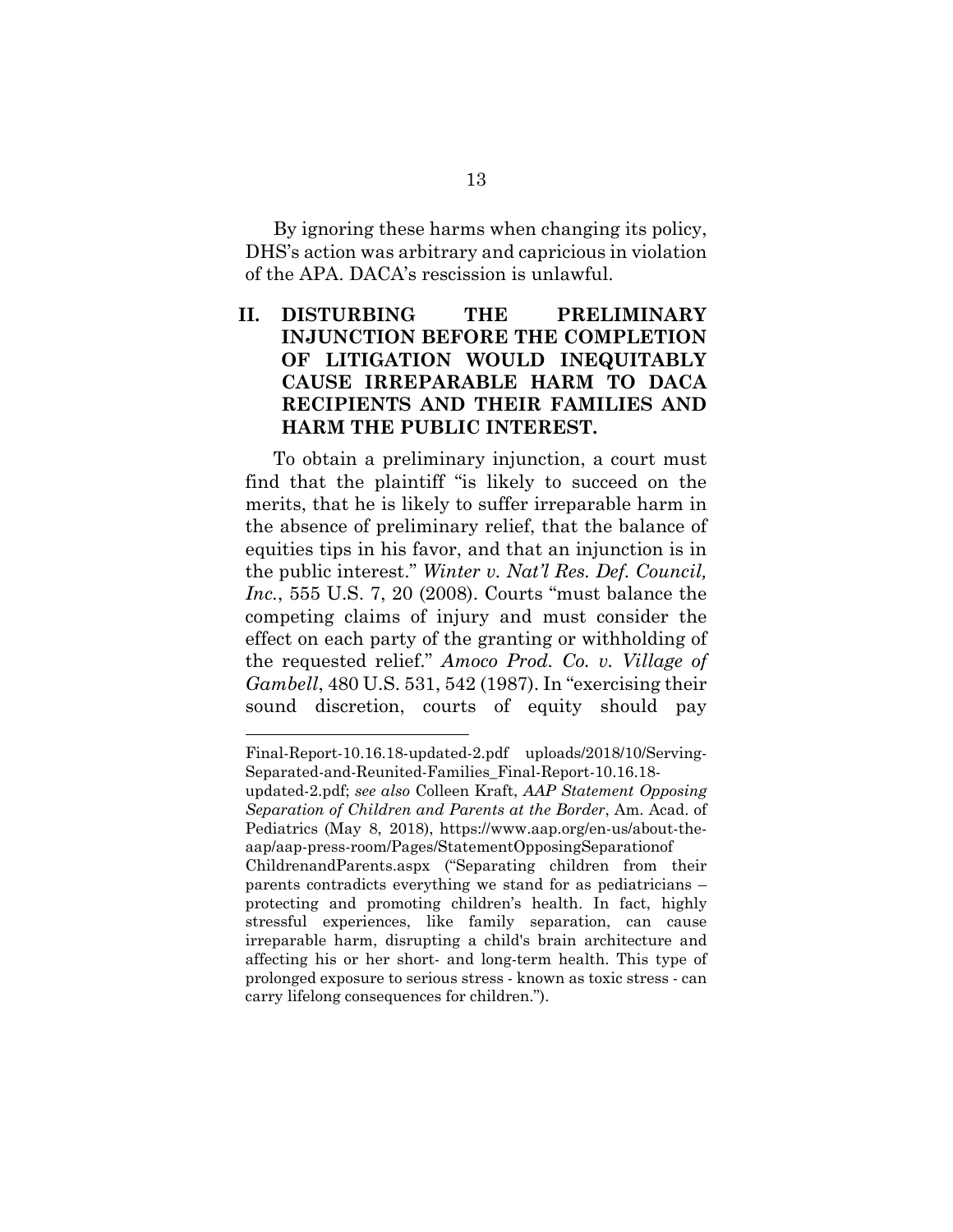By ignoring these harms when changing its policy, DHS's action was arbitrary and capricious in violation of the APA. DACA's rescission is unlawful.

## II. DISTURBING THE PRELIMINARY INJUNCTION BEFORE THE COMPLETION OF LITIGATION WOULD INEQUITABLY CAUSE IRREPARABLE HARM TO DACA RECIPIENTS AND THEIR FAMILIES AND HARM THE PUBLIC INTEREST.

To obtain a preliminary injunction, a court must find that the plaintiff "is likely to succeed on the merits, that he is likely to suffer irreparable harm in the absence of preliminary relief, that the balance of equities tips in his favor, and that an injunction is in the public interest." *Winter v. Nat'l Res. Def. Council, Inc.*, 555 U.S. 7, 20 (2008). Courts "must balance the competing claims of injury and must consider the effect on each party of the granting or withholding of the requested relief." *Amoco Prod. Co. v. Village of Gambell*, 480 U.S. 531, 542 (1987). In "exercising their sound discretion, courts of equity should pay

---

Final-Report-10.16.18-updated-2.pdf uploads/2018/10/Serving-Separated-and-Reunited-Families_Final-Report-10.16.18-updated-2.pdf; *see also* Colleen Kraft, *AAP Statement Opposing Separation of Children and Parents at the Border*, Am. Acad. of Pediatrics (May 8, 2018), https://www.aap.org/en-us/about-the-aap/aap-press-room/Pages/StatementOpposingSeparationof ChildrenandParents.aspx ("Separating children from their parents contradicts everything we stand for as pediatricians – protecting and promoting children's health. In fact, highly stressful experiences, like family separation, can cause irreparable harm, disrupting a child's brain architecture and affecting his or her short- and long-term health. This type of prolonged exposure to serious stress - known as toxic stress - can carry lifelong consequences for children.").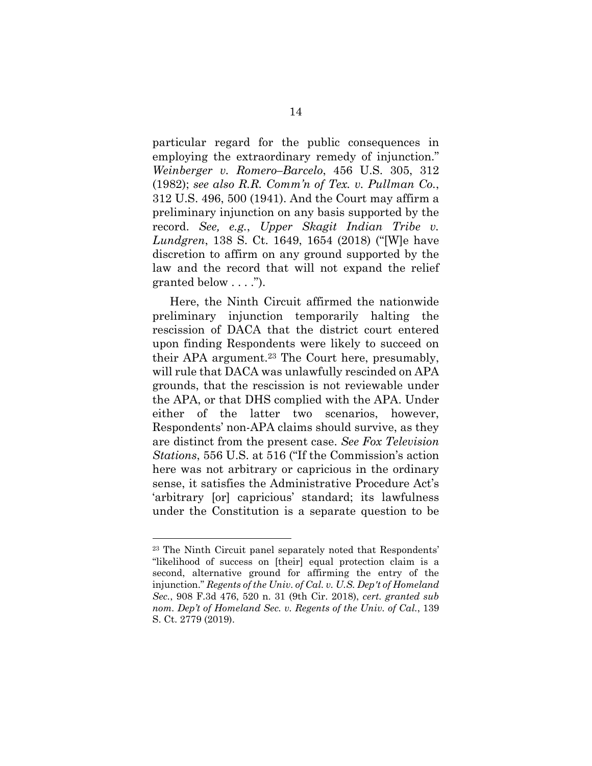particular regard for the public consequences in employing the extraordinary remedy of injunction." *Weinberger v. Romero–Barcelo*, 456 U.S. 305, 312 (1982); *see also R.R. Comm'n of Tex. v. Pullman Co.*, 312 U.S. 496, 500 (1941). And the Court may affirm a preliminary injunction on any basis supported by the record. *See, e.g.*, *Upper Skagit Indian Tribe v. Lundgren*, 138 S. Ct. 1649, 1654 (2018) ("[W]e have discretion to affirm on any ground supported by the law and the record that will not expand the relief granted below . . . .").

Here, the Ninth Circuit affirmed the nationwide preliminary injunction temporarily halting the rescission of DACA that the district court entered upon finding Respondents were likely to succeed on their APA argument.[23] The Court here, presumably, will rule that DACA was unlawfully rescinded on APA grounds, that the rescission is not reviewable under the APA, or that DHS complied with the APA. Under either of the latter two scenarios, however, Respondents' non-APA claims should survive, as they are distinct from the present case. *See Fox Television Stations*, 556 U.S. at 516 ("If the Commission's action here was not arbitrary or capricious in the ordinary sense, it satisfies the Administrative Procedure Act's 'arbitrary [or] capricious' standard; its lawfulness under the Constitution is a separate question to be

---

[23] The Ninth Circuit panel separately noted that Respondents' "likelihood of success on [their] equal protection claim is a second, alternative ground for affirming the entry of the injunction." *Regents of the Univ. of Cal. v. U.S. Dep't of Homeland Sec.*, 908 F.3d 476, 520 n. 31 (9th Cir. 2018), *cert. granted sub nom. Dep't of Homeland Sec. v. Regents of the Univ. of Cal.*, 139 S. Ct. 2779 (2019).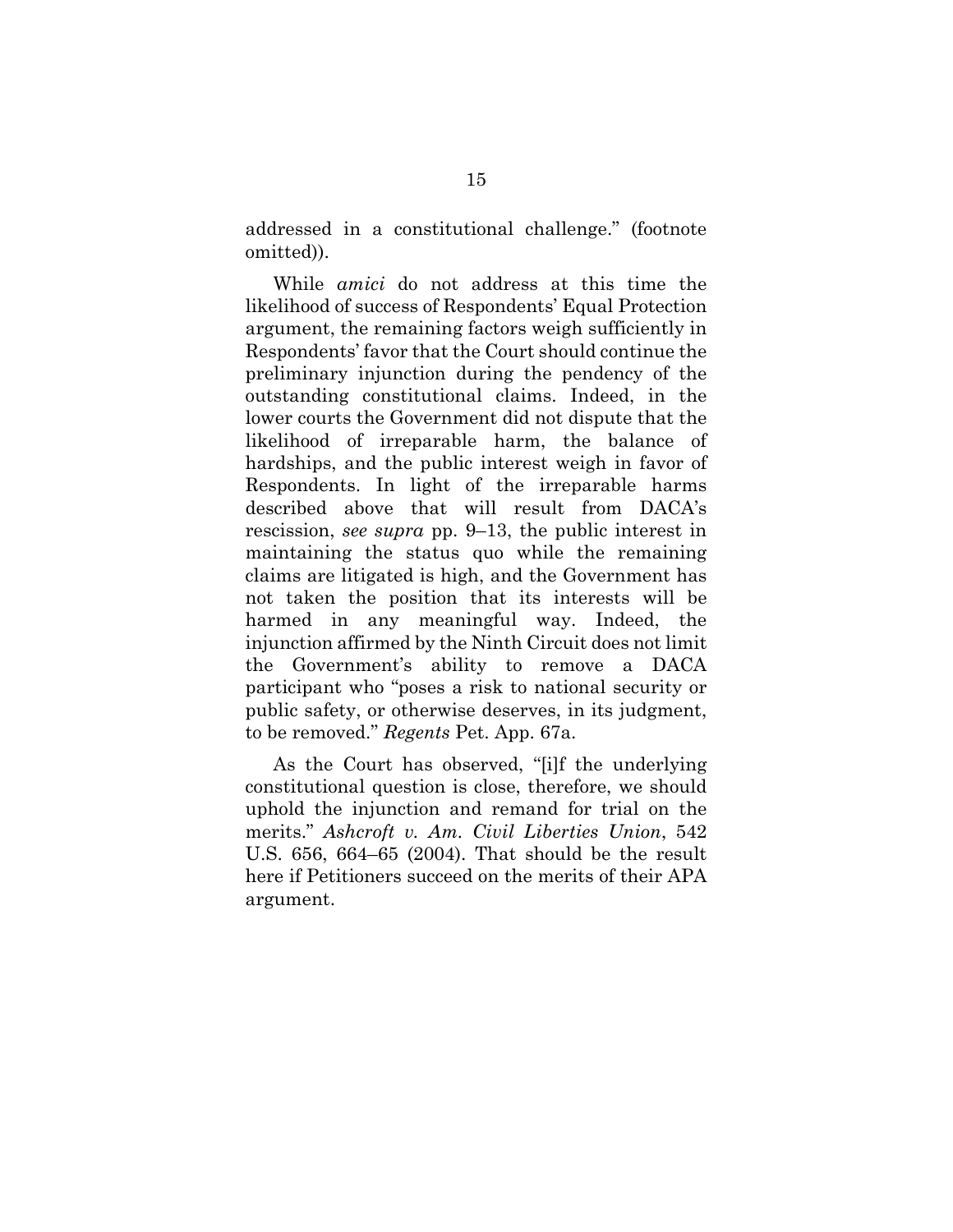addressed in a constitutional challenge." (footnote omitted)).

While *amici* do not address at this time the likelihood of success of Respondents' Equal Protection argument, the remaining factors weigh sufficiently in Respondents' favor that the Court should continue the preliminary injunction during the pendency of the outstanding constitutional claims. Indeed, in the lower courts the Government did not dispute that the likelihood of irreparable harm, the balance of hardships, and the public interest weigh in favor of Respondents. In light of the irreparable harms described above that will result from DACA's rescission, *see supra* pp. 9–13, the public interest in maintaining the status quo while the remaining claims are litigated is high, and the Government has not taken the position that its interests will be harmed in any meaningful way. Indeed, the injunction affirmed by the Ninth Circuit does not limit the Government's ability to remove a DACA participant who "poses a risk to national security or public safety, or otherwise deserves, in its judgment, to be removed." *Regents* Pet. App. 67a.

As the Court has observed, "[i]f the underlying constitutional question is close, therefore, we should uphold the injunction and remand for trial on the merits." *Ashcroft v. Am. Civil Liberties Union*, 542 U.S. 656, 664–65 (2004). That should be the result here if Petitioners succeed on the merits of their APA argument.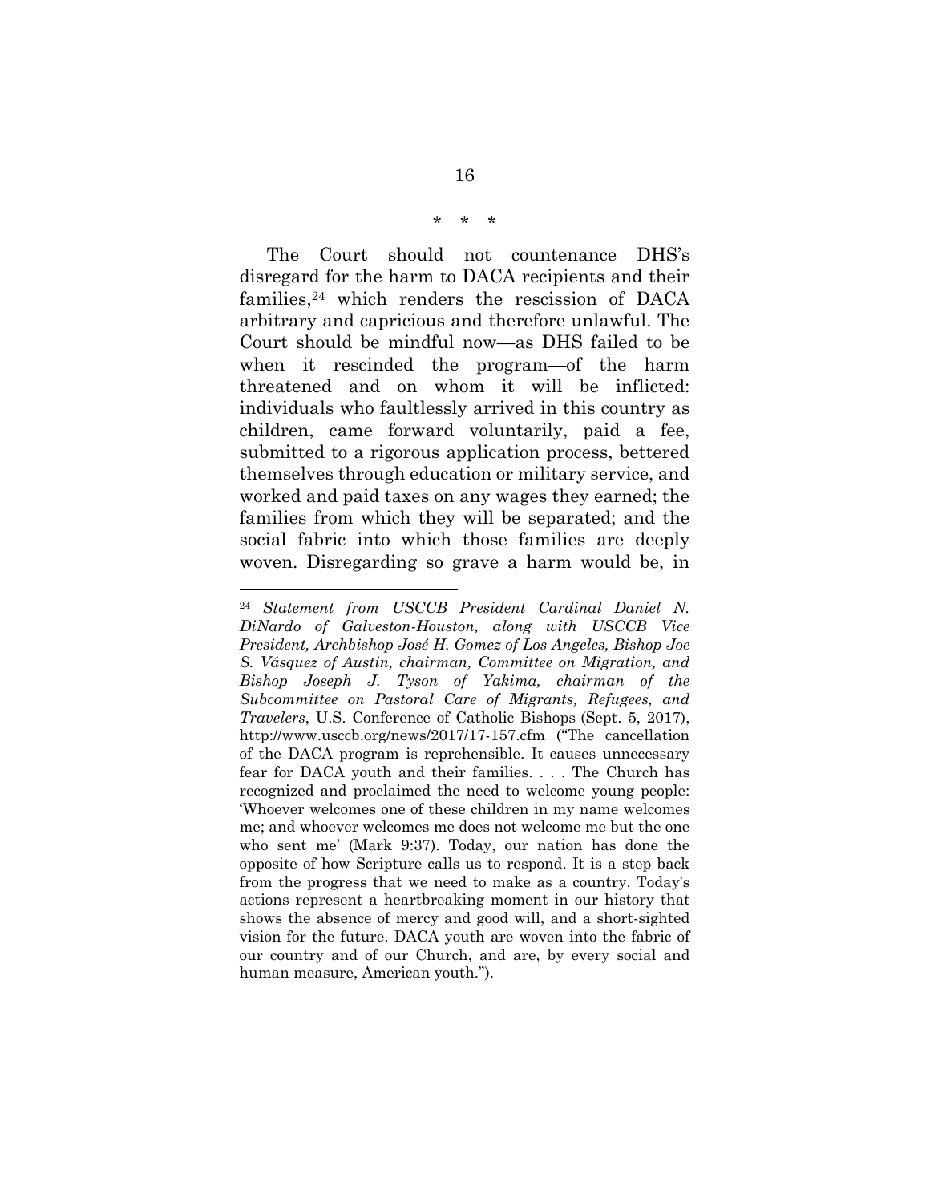\* \* \*

The Court should not countenance DHS's disregard for the harm to DACA recipients and their families,[24] which renders the rescission of DACA arbitrary and capricious and therefore unlawful. The Court should be mindful now—as DHS failed to be when it rescinded the program—of the harm threatened and on whom it will be inflicted: individuals who faultlessly arrived in this country as children, came forward voluntarily, paid a fee, submitted to a rigorous application process, bettered themselves through education or military service, and worked and paid taxes on any wages they earned; the families from which they will be separated; and the social fabric into which those families are deeply woven. Disregarding so grave a harm would be, in

---

[24] *Statement from USCCB President Cardinal Daniel N. DiNardo of Galveston-Houston, along with USCCB Vice President, Archbishop José H. Gomez of Los Angeles, Bishop Joe S. Vásquez of Austin, chairman, Committee on Migration, and Bishop Joseph J. Tyson of Yakima, chairman of the Subcommittee on Pastoral Care of Migrants, Refugees, and Travelers*, U.S. Conference of Catholic Bishops (Sept. 5, 2017), http://www.usccb.org/news/2017/17-157.cfm ("The cancellation of the DACA program is reprehensible. It causes unnecessary fear for DACA youth and their families. . . . The Church has recognized and proclaimed the need to welcome young people: 'Whoever welcomes one of these children in my name welcomes me; and whoever welcomes me does not welcome me but the one who sent me' (Mark 9:37). Today, our nation has done the opposite of how Scripture calls us to respond. It is a step back from the progress that we need to make as a country. Today's actions represent a heartbreaking moment in our history that shows the absence of mercy and good will, and a short-sighted vision for the future. DACA youth are woven into the fabric of our country and of our Church, and are, by every social and human measure, American youth.").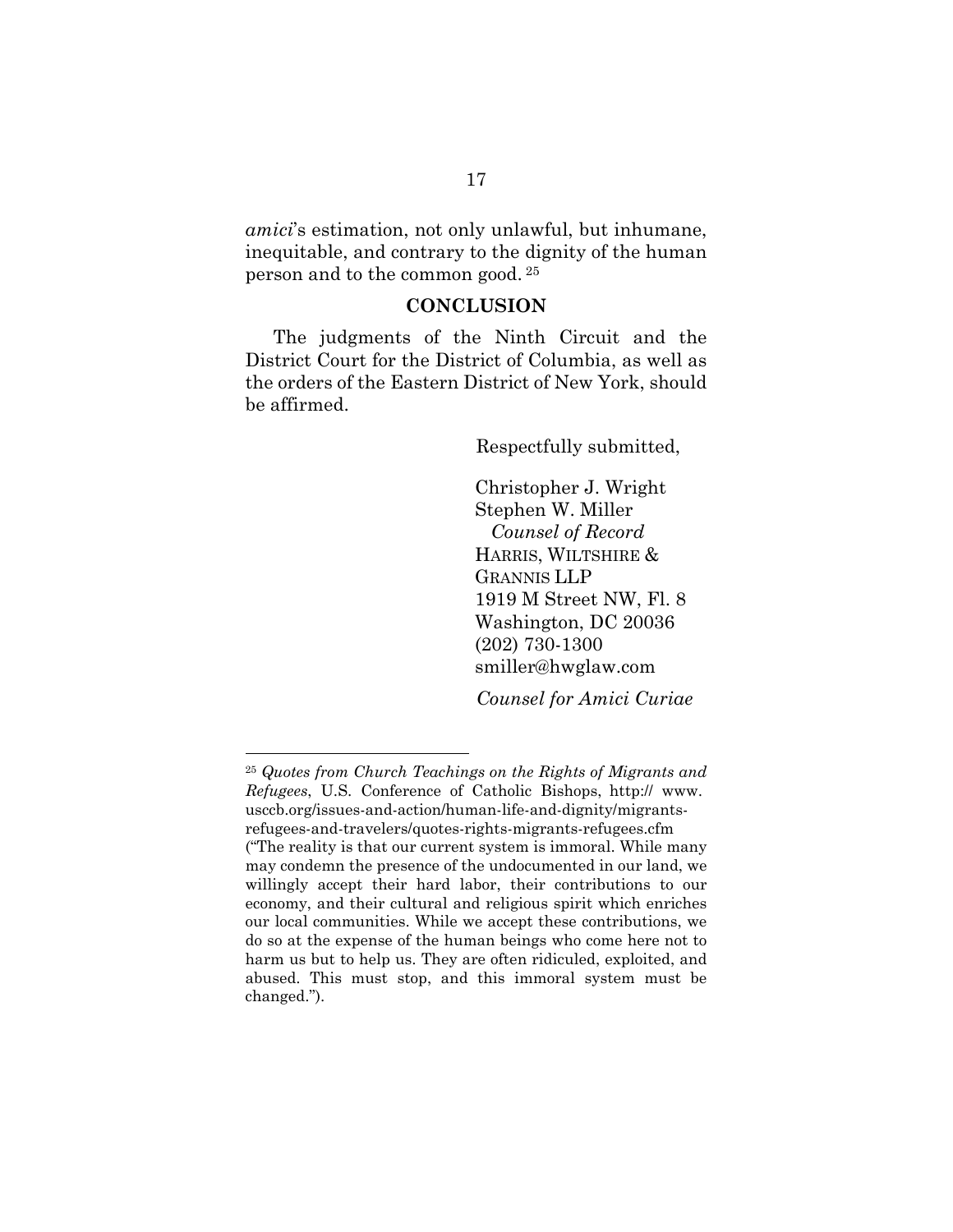*amici*'s estimation, not only unlawful, but inhumane, inequitable, and contrary to the dignity of the human person and to the common good. [25]

## CONCLUSION

The judgments of the Ninth Circuit and the District Court for the District of Columbia, as well as the orders of the Eastern District of New York, should be affirmed.

Respectfully submitted,

Christopher J. Wright
Stephen W. Miller
*Counsel of Record*
HARRIS, WILTSHIRE & GRANNIS LLP
1919 M Street NW, Fl. 8
Washington, DC 20036
(202) 730-1300
smiller@hwglaw.com

*Counsel for Amici Curiae*

---

[25] *Quotes from Church Teachings on the Rights of Migrants and Refugees*, U.S. Conference of Catholic Bishops, http:// www. usccb.org/issues-and-action/human-life-and-dignity/migrants-refugees-and-travelers/quotes-rights-migrants-refugees.cfm ("The reality is that our current system is immoral. While many may condemn the presence of the undocumented in our land, we willingly accept their hard labor, their contributions to our economy, and their cultural and religious spirit which enriches our local communities. While we accept these contributions, we do so at the expense of the human beings who come here not to harm us but to help us. They are often ridiculed, exploited, and abused. This must stop, and this immoral system must be changed.").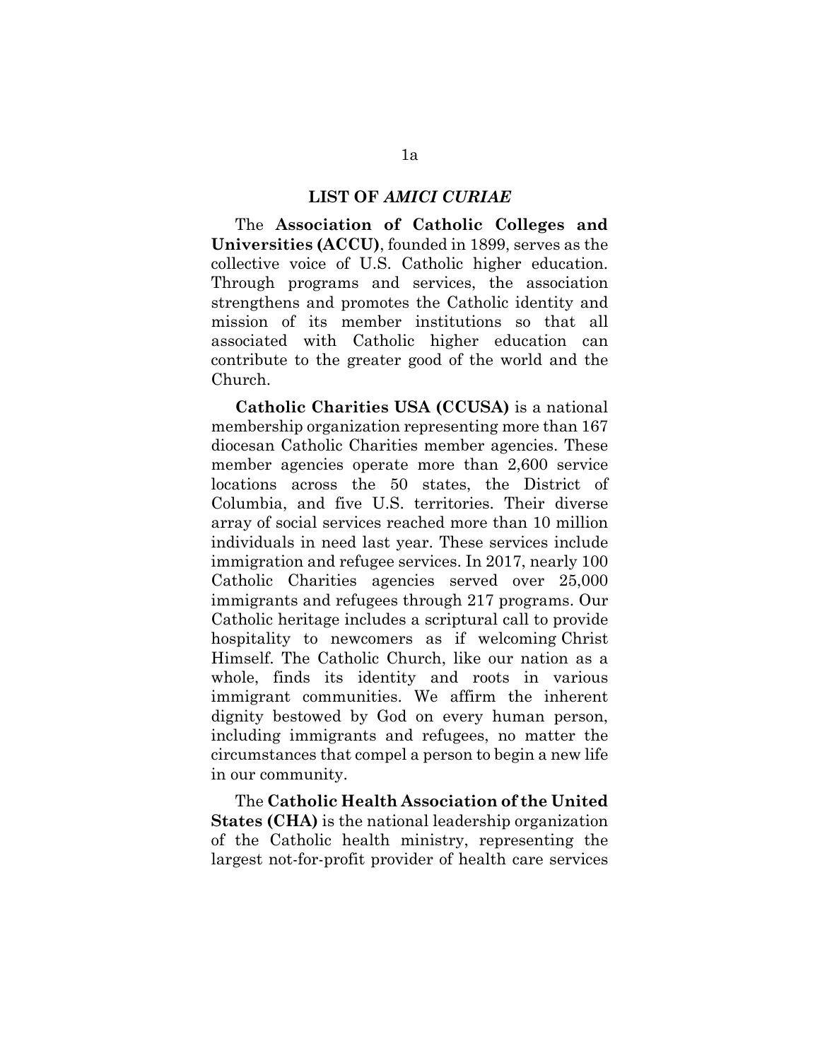## LIST OF *AMICI CURIAE*

The **Association of Catholic Colleges and Universities (ACCU)**, founded in 1899, serves as the collective voice of U.S. Catholic higher education. Through programs and services, the association strengthens and promotes the Catholic identity and mission of its member institutions so that all associated with Catholic higher education can contribute to the greater good of the world and the Church.

**Catholic Charities USA (CCUSA)** is a national membership organization representing more than 167 diocesan Catholic Charities member agencies. These member agencies operate more than 2,600 service locations across the 50 states, the District of Columbia, and five U.S. territories. Their diverse array of social services reached more than 10 million individuals in need last year. These services include immigration and refugee services. In 2017, nearly 100 Catholic Charities agencies served over 25,000 immigrants and refugees through 217 programs. Our Catholic heritage includes a scriptural call to provide hospitality to newcomers as if welcoming Christ Himself. The Catholic Church, like our nation as a whole, finds its identity and roots in various immigrant communities. We affirm the inherent dignity bestowed by God on every human person, including immigrants and refugees, no matter the circumstances that compel a person to begin a new life in our community.

The **Catholic Health Association of the United States (CHA)** is the national leadership organization of the Catholic health ministry, representing the largest not-for-profit provider of health care services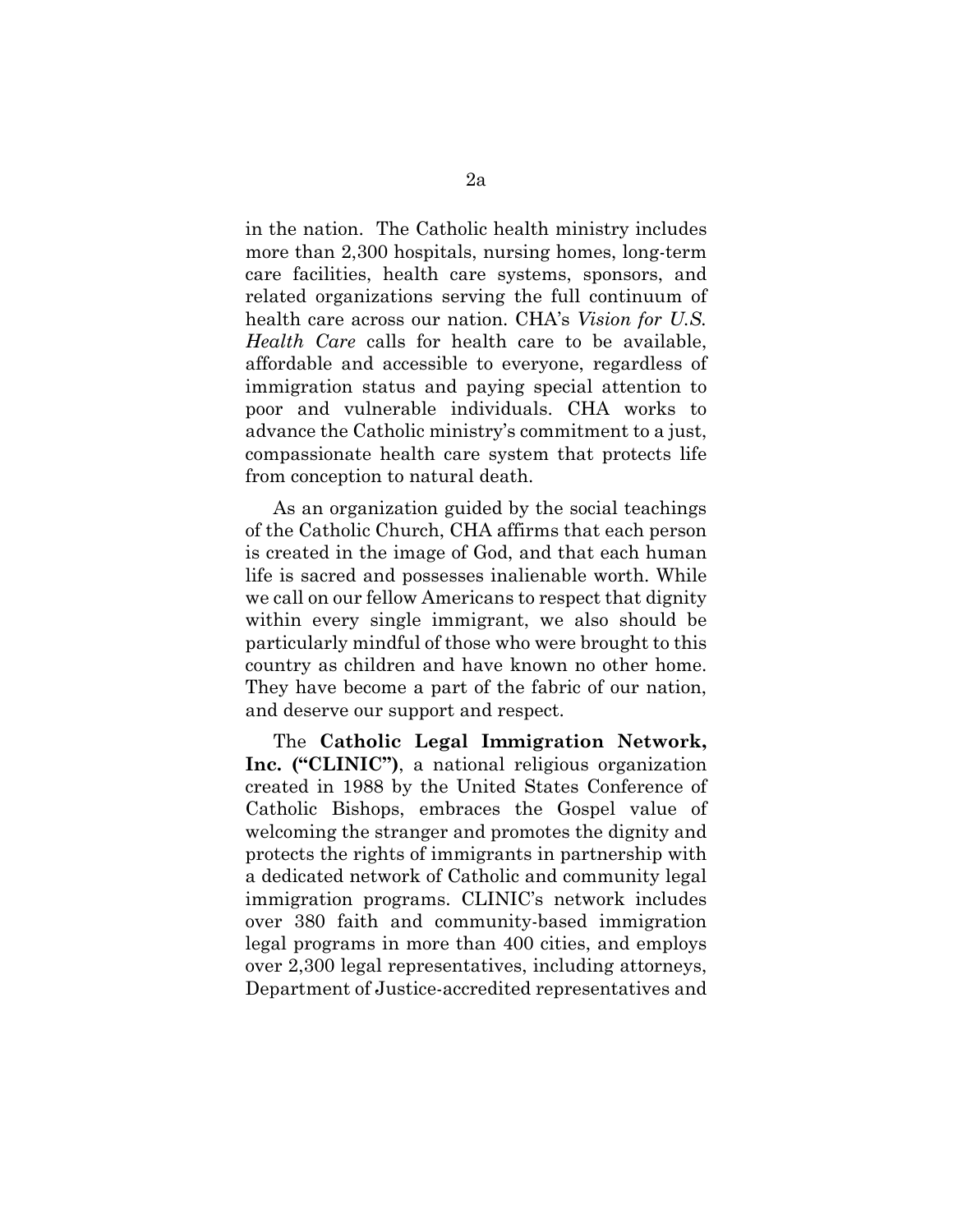in the nation. The Catholic health ministry includes more than 2,300 hospitals, nursing homes, long-term care facilities, health care systems, sponsors, and related organizations serving the full continuum of health care across our nation. CHA's *Vision for U.S. Health Care* calls for health care to be available, affordable and accessible to everyone, regardless of immigration status and paying special attention to poor and vulnerable individuals. CHA works to advance the Catholic ministry's commitment to a just, compassionate health care system that protects life from conception to natural death.

As an organization guided by the social teachings of the Catholic Church, CHA affirms that each person is created in the image of God, and that each human life is sacred and possesses inalienable worth. While we call on our fellow Americans to respect that dignity within every single immigrant, we also should be particularly mindful of those who were brought to this country as children and have known no other home. They have become a part of the fabric of our nation, and deserve our support and respect.

The **Catholic Legal Immigration Network, Inc. ("CLINIC")**, a national religious organization created in 1988 by the United States Conference of Catholic Bishops, embraces the Gospel value of welcoming the stranger and promotes the dignity and protects the rights of immigrants in partnership with a dedicated network of Catholic and community legal immigration programs. CLINIC's network includes over 380 faith and community-based immigration legal programs in more than 400 cities, and employs over 2,300 legal representatives, including attorneys, Department of Justice-accredited representatives and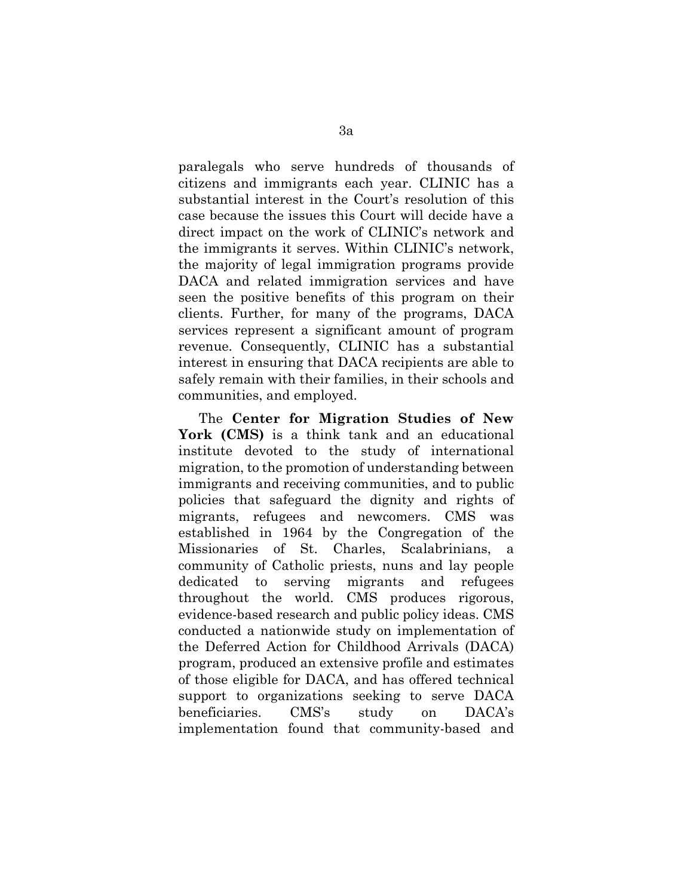paralegals who serve hundreds of thousands of citizens and immigrants each year. CLINIC has a substantial interest in the Court's resolution of this case because the issues this Court will decide have a direct impact on the work of CLINIC's network and the immigrants it serves. Within CLINIC's network, the majority of legal immigration programs provide DACA and related immigration services and have seen the positive benefits of this program on their clients. Further, for many of the programs, DACA services represent a significant amount of program revenue. Consequently, CLINIC has a substantial interest in ensuring that DACA recipients are able to safely remain with their families, in their schools and communities, and employed.

The **Center for Migration Studies of New York (CMS)** is a think tank and an educational institute devoted to the study of international migration, to the promotion of understanding between immigrants and receiving communities, and to public policies that safeguard the dignity and rights of migrants, refugees and newcomers. CMS was established in 1964 by the Congregation of the Missionaries of St. Charles, Scalabrinians, a community of Catholic priests, nuns and lay people dedicated to serving migrants and refugees throughout the world. CMS produces rigorous, evidence-based research and public policy ideas. CMS conducted a nationwide study on implementation of the Deferred Action for Childhood Arrivals (DACA) program, produced an extensive profile and estimates of those eligible for DACA, and has offered technical support to organizations seeking to serve DACA beneficiaries. CMS's study on DACA's implementation found that community-based and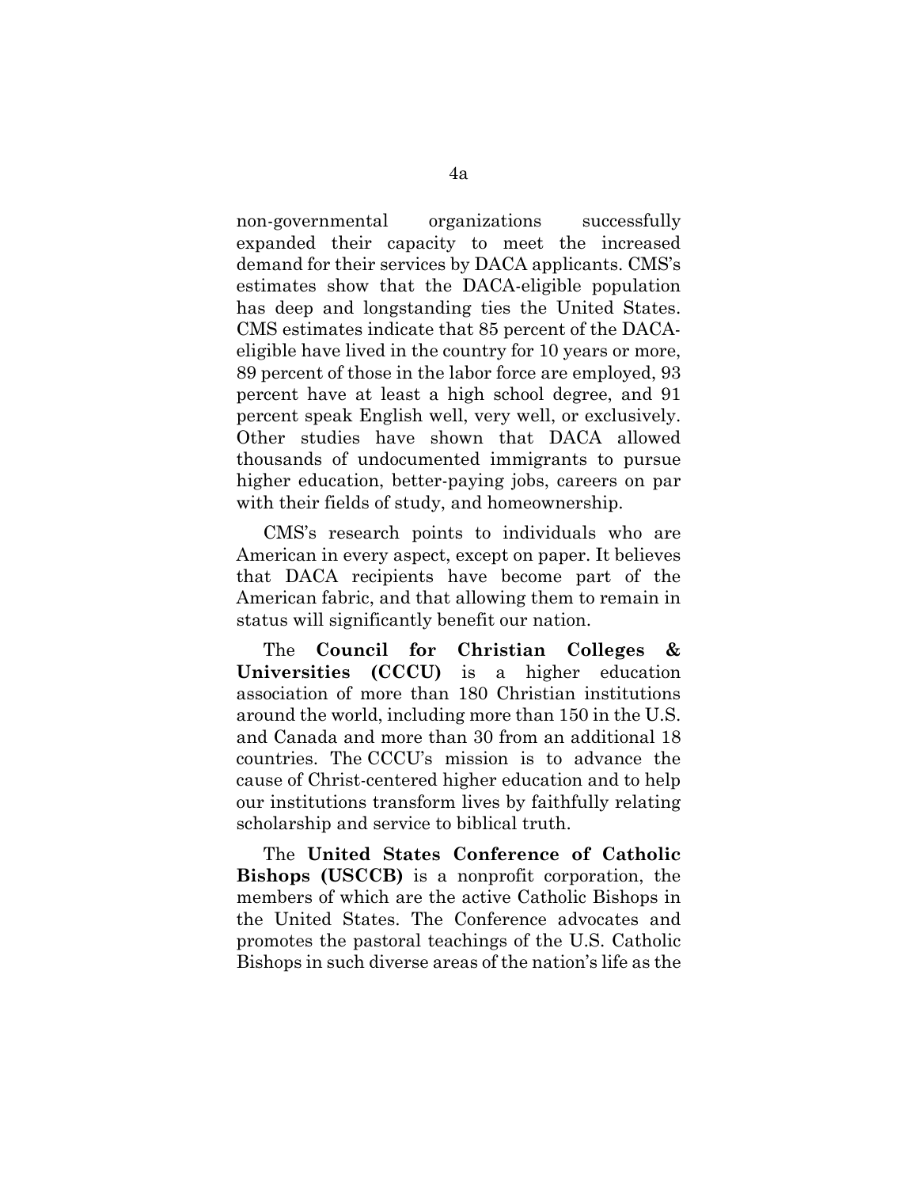non-governmental organizations successfully expanded their capacity to meet the increased demand for their services by DACA applicants. CMS's estimates show that the DACA-eligible population has deep and longstanding ties the United States. CMS estimates indicate that 85 percent of the DACA-eligible have lived in the country for 10 years or more, 89 percent of those in the labor force are employed, 93 percent have at least a high school degree, and 91 percent speak English well, very well, or exclusively. Other studies have shown that DACA allowed thousands of undocumented immigrants to pursue higher education, better-paying jobs, careers on par with their fields of study, and homeownership.

CMS's research points to individuals who are American in every aspect, except on paper. It believes that DACA recipients have become part of the American fabric, and that allowing them to remain in status will significantly benefit our nation.

The **Council for Christian Colleges & Universities (CCCU)** is a higher education association of more than 180 Christian institutions around the world, including more than 150 in the U.S. and Canada and more than 30 from an additional 18 countries. The CCCU's mission is to advance the cause of Christ-centered higher education and to help our institutions transform lives by faithfully relating scholarship and service to biblical truth.

The **United States Conference of Catholic Bishops (USCCB)** is a nonprofit corporation, the members of which are the active Catholic Bishops in the United States. The Conference advocates and promotes the pastoral teachings of the U.S. Catholic Bishops in such diverse areas of the nation's life as the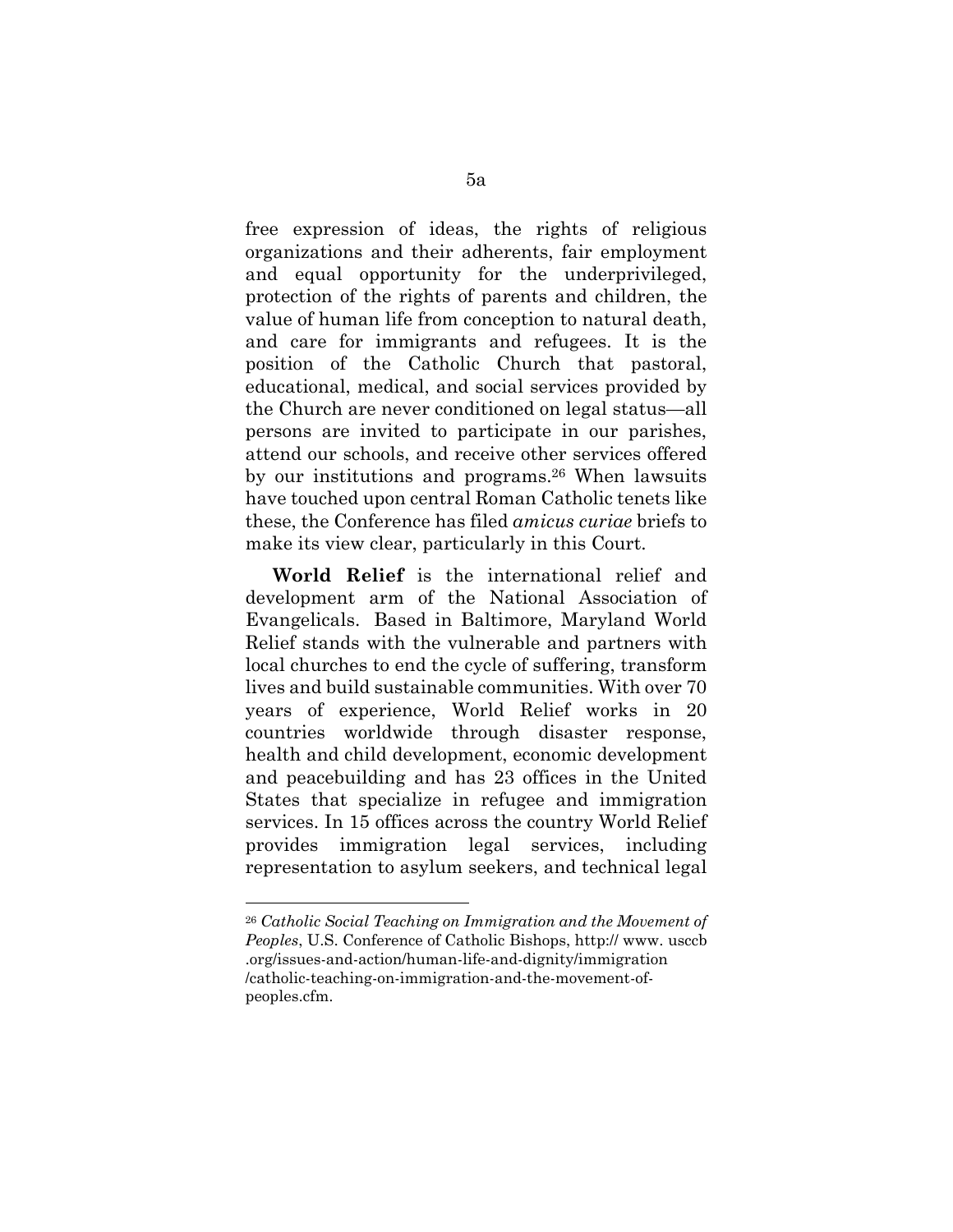free expression of ideas, the rights of religious organizations and their adherents, fair employment and equal opportunity for the underprivileged, protection of the rights of parents and children, the value of human life from conception to natural death, and care for immigrants and refugees. It is the position of the Catholic Church that pastoral, educational, medical, and social services provided by the Church are never conditioned on legal status—all persons are invited to participate in our parishes, attend our schools, and receive other services offered by our institutions and programs.[26] When lawsuits have touched upon central Roman Catholic tenets like these, the Conference has filed *amicus curiae* briefs to make its view clear, particularly in this Court.

**World Relief** is the international relief and development arm of the National Association of Evangelicals. Based in Baltimore, Maryland World Relief stands with the vulnerable and partners with local churches to end the cycle of suffering, transform lives and build sustainable communities. With over 70 years of experience, World Relief works in 20 countries worldwide through disaster response, health and child development, economic development and peacebuilding and has 23 offices in the United States that specialize in refugee and immigration services. In 15 offices across the country World Relief provides immigration legal services, including representation to asylum seekers, and technical legal

[26] *Catholic Social Teaching on Immigration and the Movement of Peoples*, U.S. Conference of Catholic Bishops, http:// www. usccb .org/issues-and-action/human-life-and-dignity/immigration /catholic-teaching-on-immigration-and-the-movement-of-peoples.cfm.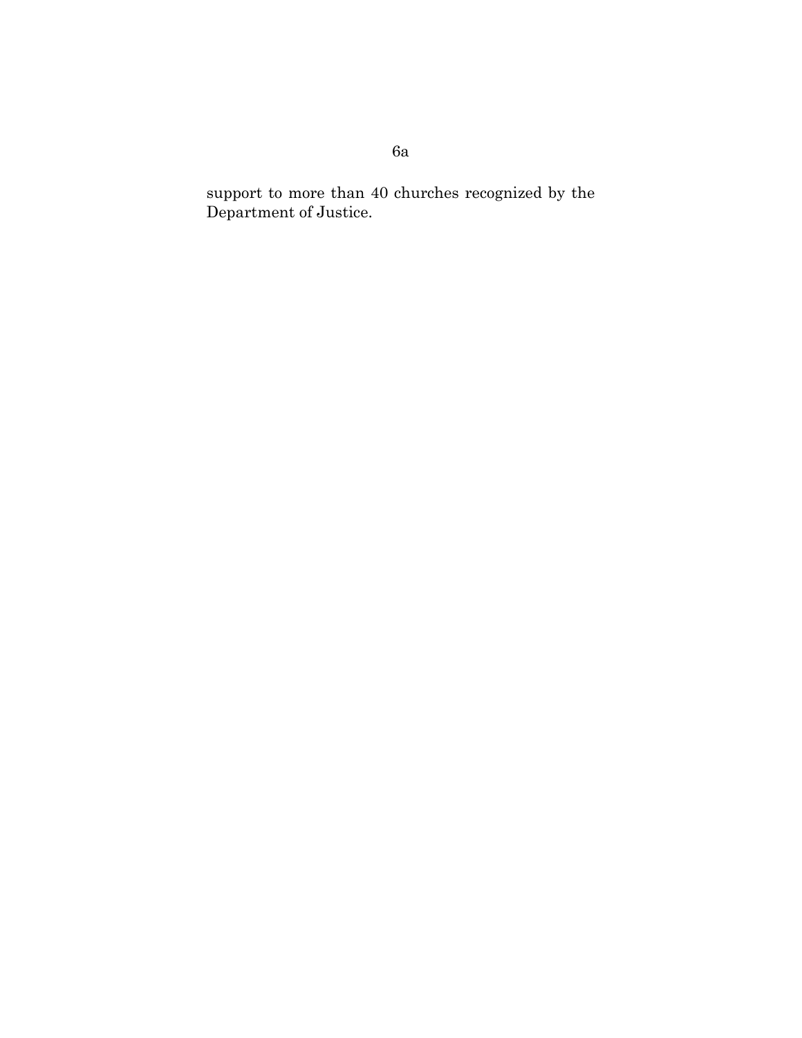support to more than 40 churches recognized by the Department of Justice.